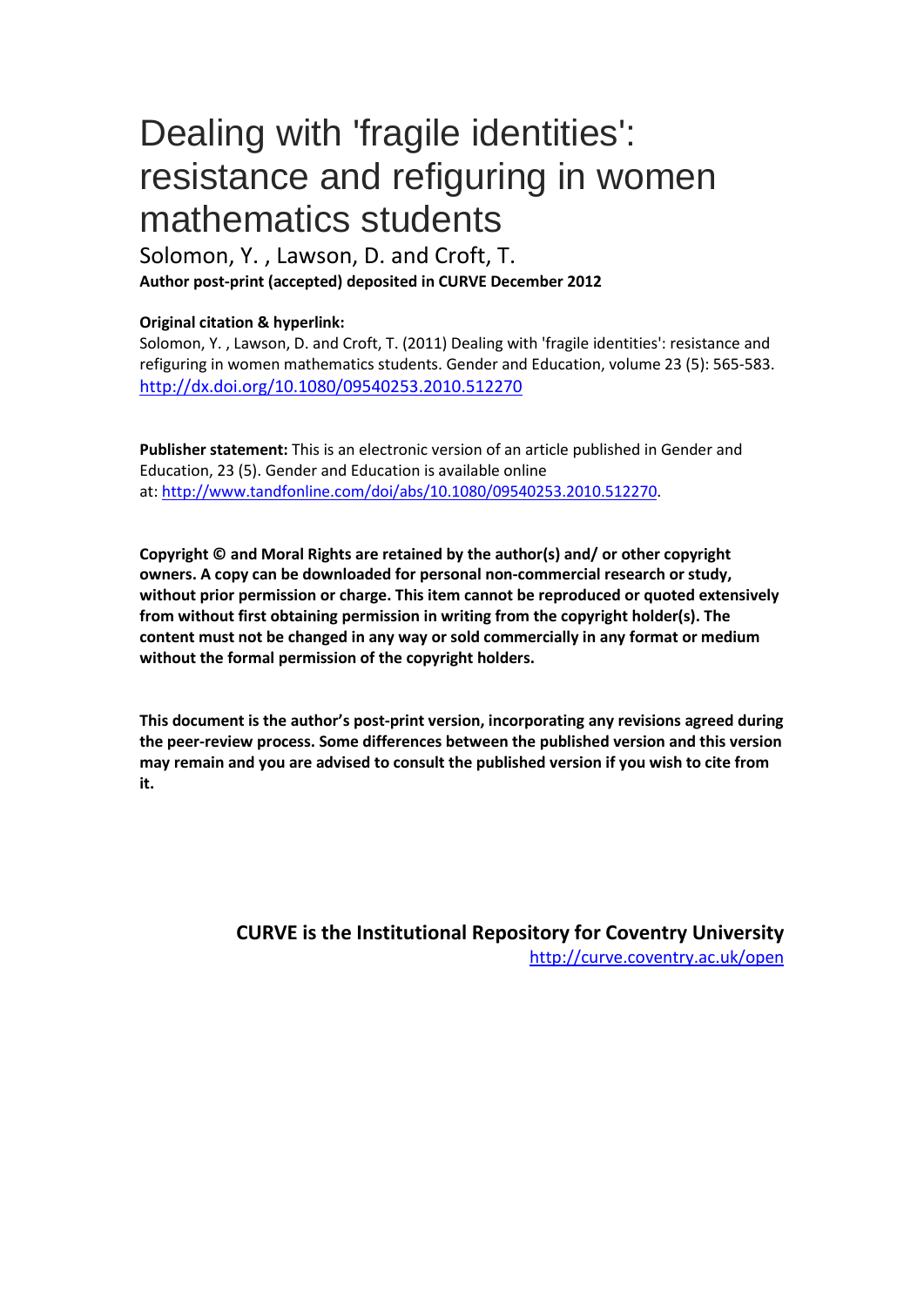# Dealing with 'fragile identities': resistance and refiguring in women mathematics students

Solomon, Y. , Lawson, D. and Croft, T.

**Author post-print (accepted) deposited in CURVE December 2012**

**Original citation & hyperlink:**

Solomon, Y. , Lawson, D. and Croft, T. (2011) Dealing with 'fragile identities': resistance and refiguring in women mathematics students. Gender and Education, volume 23 (5): 565-583.
http://dx.doi.org/10.1080/09540253.2010.512270

**Publisher statement:** This is an electronic version of an article published in Gender and Education, 23 (5). Gender and Education is available online at: http://www.tandfonline.com/doi/abs/10.1080/09540253.2010.512270.

**Copyright © and Moral Rights are retained by the author(s) and/ or other copyright owners. A copy can be downloaded for personal non-commercial research or study, without prior permission or charge. This item cannot be reproduced or quoted extensively from without first obtaining permission in writing from the copyright holder(s). The content must not be changed in any way or sold commercially in any format or medium without the formal permission of the copyright holders.**

**This document is the author's post-print version, incorporating any revisions agreed during the peer-review process. Some differences between the published version and this version may remain and you are advised to consult the published version if you wish to cite from it.**

**CURVE is the Institutional Repository for Coventry University**
http://curve.coventry.ac.uk/open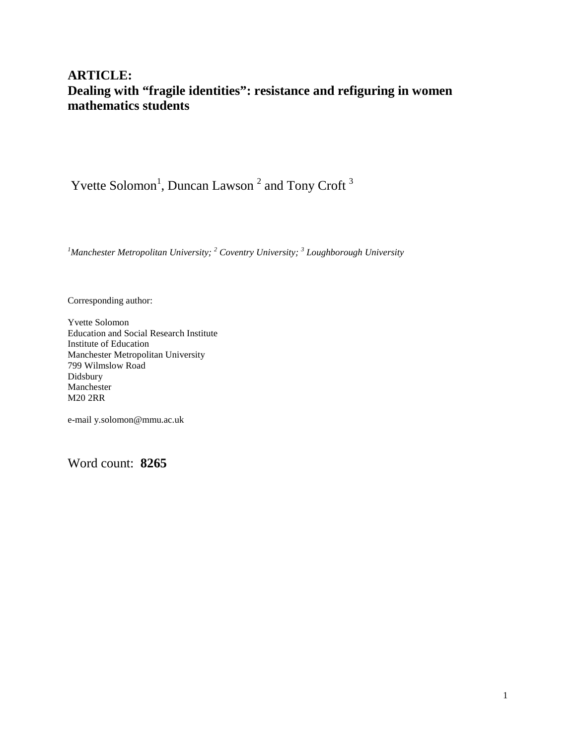# ARTICLE:
# Dealing with "fragile identities": resistance and refiguring in women mathematics students

Yvette Solomon[1], Duncan Lawson [2] and Tony Croft [3]

*[1]Manchester Metropolitan University; [2] Coventry University; [3] Loughborough University*

Corresponding author:

Yvette Solomon
Education and Social Research Institute
Institute of Education
Manchester Metropolitan University
799 Wilmslow Road
Didsbury
Manchester
M20 2RR

e-mail y.solomon@mmu.ac.uk

Word count: **8265**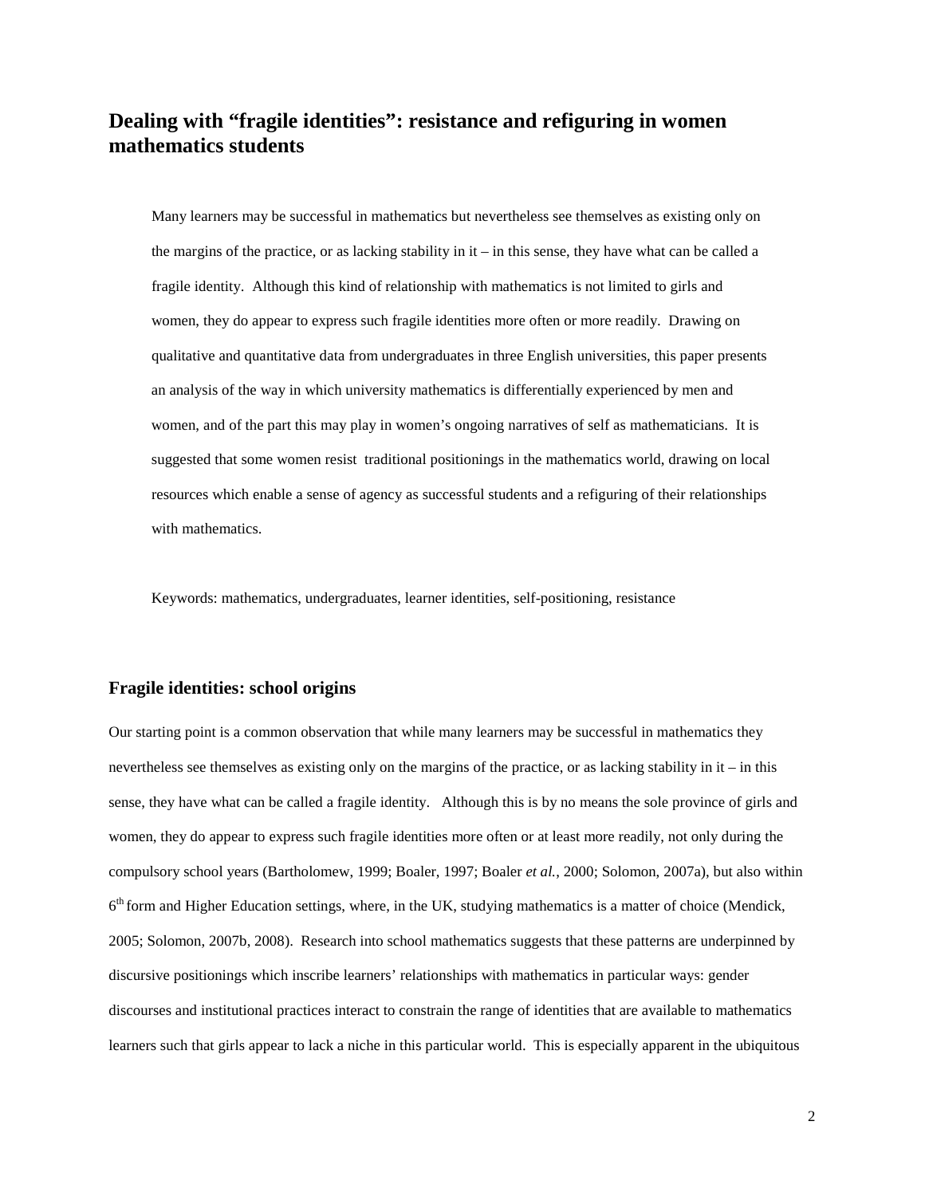## Dealing with "fragile identities": resistance and refiguring in women mathematics students

Many learners may be successful in mathematics but nevertheless see themselves as existing only on the margins of the practice, or as lacking stability in it – in this sense, they have what can be called a fragile identity. Although this kind of relationship with mathematics is not limited to girls and women, they do appear to express such fragile identities more often or more readily. Drawing on qualitative and quantitative data from undergraduates in three English universities, this paper presents an analysis of the way in which university mathematics is differentially experienced by men and women, and of the part this may play in women's ongoing narratives of self as mathematicians. It is suggested that some women resist traditional positionings in the mathematics world, drawing on local resources which enable a sense of agency as successful students and a refiguring of their relationships with mathematics.

Keywords: mathematics, undergraduates, learner identities, self-positioning, resistance

### Fragile identities: school origins

Our starting point is a common observation that while many learners may be successful in mathematics they nevertheless see themselves as existing only on the margins of the practice, or as lacking stability in it – in this sense, they have what can be called a fragile identity. Although this is by no means the sole province of girls and women, they do appear to express such fragile identities more often or at least more readily, not only during the compulsory school years (Bartholomew, 1999; Boaler, 1997; Boaler *et al.*, 2000; Solomon, 2007a), but also within 6th form and Higher Education settings, where, in the UK, studying mathematics is a matter of choice (Mendick, 2005; Solomon, 2007b, 2008). Research into school mathematics suggests that these patterns are underpinned by discursive positionings which inscribe learners' relationships with mathematics in particular ways: gender discourses and institutional practices interact to constrain the range of identities that are available to mathematics learners such that girls appear to lack a niche in this particular world. This is especially apparent in the ubiquitous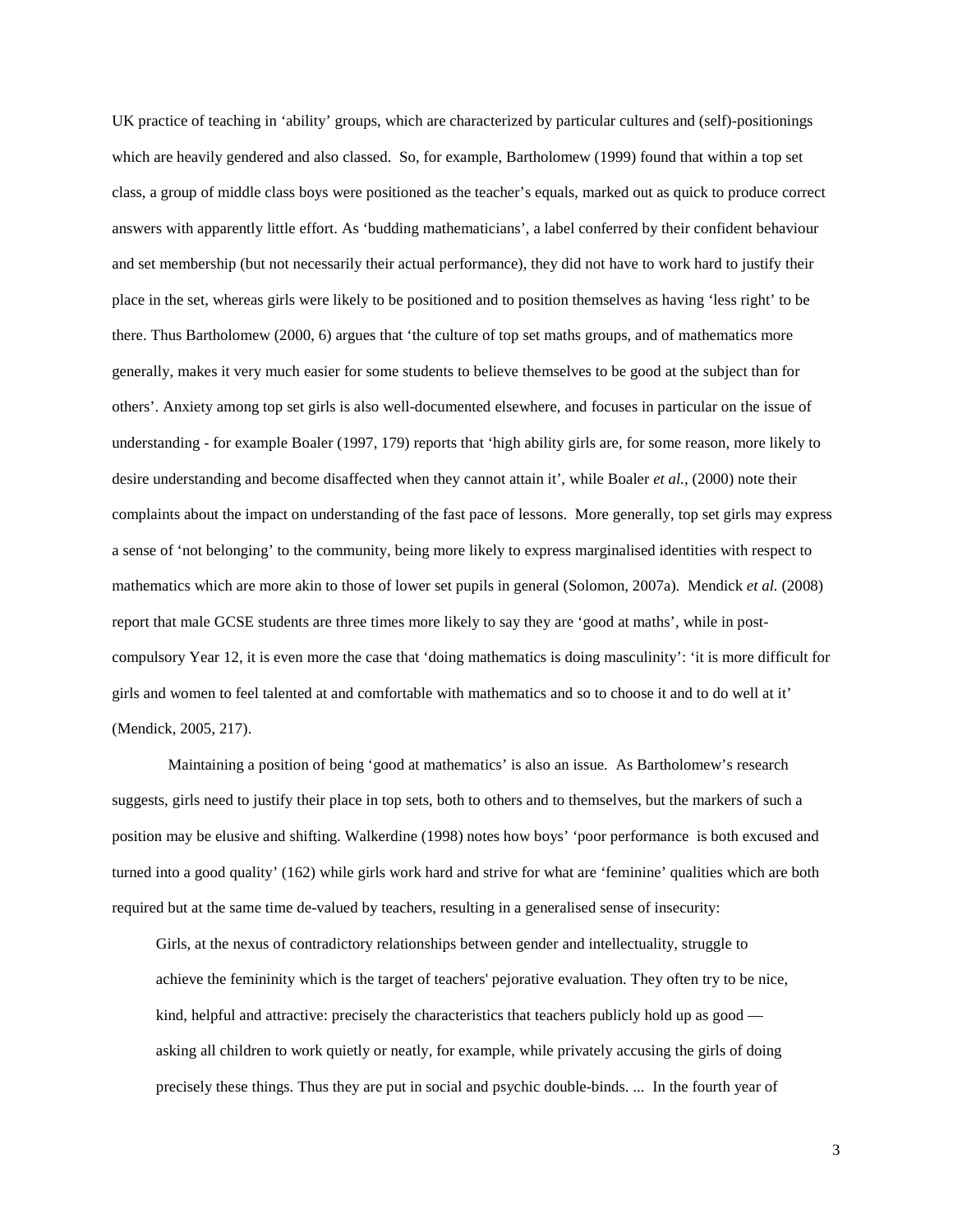UK practice of teaching in 'ability' groups, which are characterized by particular cultures and (self)-positionings which are heavily gendered and also classed. So, for example, Bartholomew (1999) found that within a top set class, a group of middle class boys were positioned as the teacher's equals, marked out as quick to produce correct answers with apparently little effort. As 'budding mathematicians', a label conferred by their confident behaviour and set membership (but not necessarily their actual performance), they did not have to work hard to justify their place in the set, whereas girls were likely to be positioned and to position themselves as having 'less right' to be there. Thus Bartholomew (2000, 6) argues that 'the culture of top set maths groups, and of mathematics more generally, makes it very much easier for some students to believe themselves to be good at the subject than for others'. Anxiety among top set girls is also well-documented elsewhere, and focuses in particular on the issue of understanding - for example Boaler (1997, 179) reports that 'high ability girls are, for some reason, more likely to desire understanding and become disaffected when they cannot attain it', while Boaler *et al.,* (2000) note their complaints about the impact on understanding of the fast pace of lessons. More generally, top set girls may express a sense of 'not belonging' to the community, being more likely to express marginalised identities with respect to mathematics which are more akin to those of lower set pupils in general (Solomon, 2007a). Mendick *et al.* (2008) report that male GCSE students are three times more likely to say they are 'good at maths', while in post-compulsory Year 12, it is even more the case that 'doing mathematics is doing masculinity': 'it is more difficult for girls and women to feel talented at and comfortable with mathematics and so to choose it and to do well at it' (Mendick, 2005, 217).

Maintaining a position of being 'good at mathematics' is also an issue. As Bartholomew's research suggests, girls need to justify their place in top sets, both to others and to themselves, but the markers of such a position may be elusive and shifting. Walkerdine (1998) notes how boys' 'poor performance is both excused and turned into a good quality' (162) while girls work hard and strive for what are 'feminine' qualities which are both required but at the same time de-valued by teachers, resulting in a generalised sense of insecurity:

> Girls, at the nexus of contradictory relationships between gender and intellectuality, struggle to achieve the femininity which is the target of teachers' pejorative evaluation. They often try to be nice, kind, helpful and attractive: precisely the characteristics that teachers publicly hold up as good — asking all children to work quietly or neatly, for example, while privately accusing the girls of doing precisely these things. Thus they are put in social and psychic double-binds. ... In the fourth year of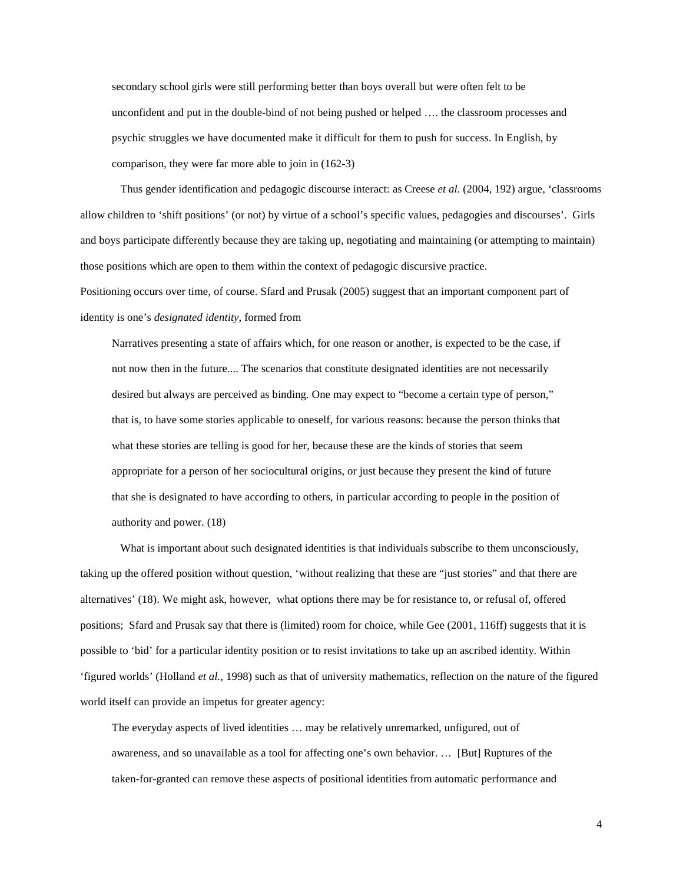> secondary school girls were still performing better than boys overall but were often felt to be unconfident and put in the double-bind of not being pushed or helped …. the classroom processes and psychic struggles we have documented make it difficult for them to push for success. In English, by comparison, they were far more able to join in (162-3)

Thus gender identification and pedagogic discourse interact: as Creese *et al.* (2004, 192) argue, 'classrooms allow children to 'shift positions' (or not) by virtue of a school's specific values, pedagogies and discourses'. Girls and boys participate differently because they are taking up, negotiating and maintaining (or attempting to maintain) those positions which are open to them within the context of pedagogic discursive practice.

Positioning occurs over time, of course. Sfard and Prusak (2005) suggest that an important component part of identity is one's *designated identity*, formed from

> Narratives presenting a state of affairs which, for one reason or another, is expected to be the case, if not now then in the future.... The scenarios that constitute designated identities are not necessarily desired but always are perceived as binding. One may expect to "become a certain type of person," that is, to have some stories applicable to oneself, for various reasons: because the person thinks that what these stories are telling is good for her, because these are the kinds of stories that seem appropriate for a person of her sociocultural origins, or just because they present the kind of future that she is designated to have according to others, in particular according to people in the position of authority and power. (18)

What is important about such designated identities is that individuals subscribe to them unconsciously, taking up the offered position without question, 'without realizing that these are "just stories" and that there are alternatives' (18). We might ask, however, what options there may be for resistance to, or refusal of, offered positions; Sfard and Prusak say that there is (limited) room for choice, while Gee (2001, 116ff) suggests that it is possible to 'bid' for a particular identity position or to resist invitations to take up an ascribed identity. Within 'figured worlds' (Holland *et al.*, 1998) such as that of university mathematics, reflection on the nature of the figured world itself can provide an impetus for greater agency:

> The everyday aspects of lived identities … may be relatively unremarked, unfigured, out of awareness, and so unavailable as a tool for affecting one's own behavior. … [But] Ruptures of the taken-for-granted can remove these aspects of positional identities from automatic performance and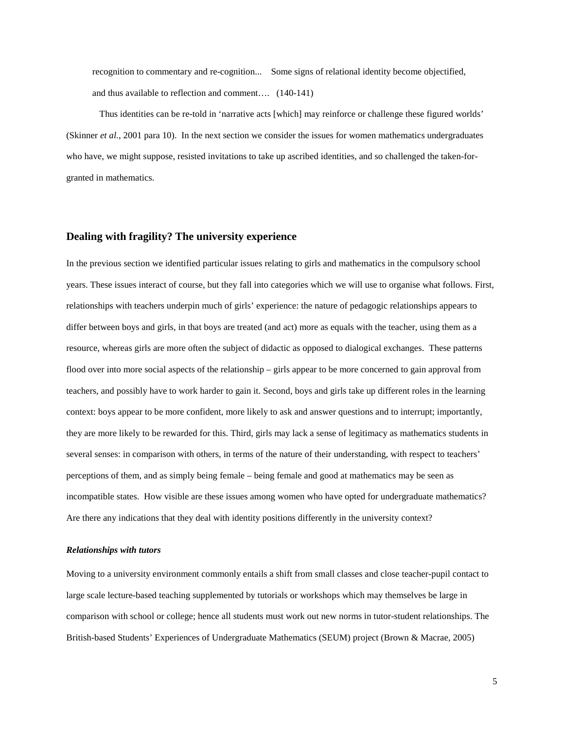> recognition to commentary and re-cognition... Some signs of relational identity become objectified, and thus available to reflection and comment…. (140-141)

Thus identities can be re-told in 'narrative acts [which] may reinforce or challenge these figured worlds' (Skinner *et al.*, 2001 para 10). In the next section we consider the issues for women mathematics undergraduates who have, we might suppose, resisted invitations to take up ascribed identities, and so challenged the taken-for-granted in mathematics.

## Dealing with fragility? The university experience

In the previous section we identified particular issues relating to girls and mathematics in the compulsory school years. These issues interact of course, but they fall into categories which we will use to organise what follows. First, relationships with teachers underpin much of girls' experience: the nature of pedagogic relationships appears to differ between boys and girls, in that boys are treated (and act) more as equals with the teacher, using them as a resource, whereas girls are more often the subject of didactic as opposed to dialogical exchanges. These patterns flood over into more social aspects of the relationship – girls appear to be more concerned to gain approval from teachers, and possibly have to work harder to gain it. Second, boys and girls take up different roles in the learning context: boys appear to be more confident, more likely to ask and answer questions and to interrupt; importantly, they are more likely to be rewarded for this. Third, girls may lack a sense of legitimacy as mathematics students in several senses: in comparison with others, in terms of the nature of their understanding, with respect to teachers' perceptions of them, and as simply being female – being female and good at mathematics may be seen as incompatible states. How visible are these issues among women who have opted for undergraduate mathematics? Are there any indications that they deal with identity positions differently in the university context?

### *Relationships with tutors*

Moving to a university environment commonly entails a shift from small classes and close teacher-pupil contact to large scale lecture-based teaching supplemented by tutorials or workshops which may themselves be large in comparison with school or college; hence all students must work out new norms in tutor-student relationships. The British-based Students' Experiences of Undergraduate Mathematics (SEUM) project (Brown & Macrae, 2005)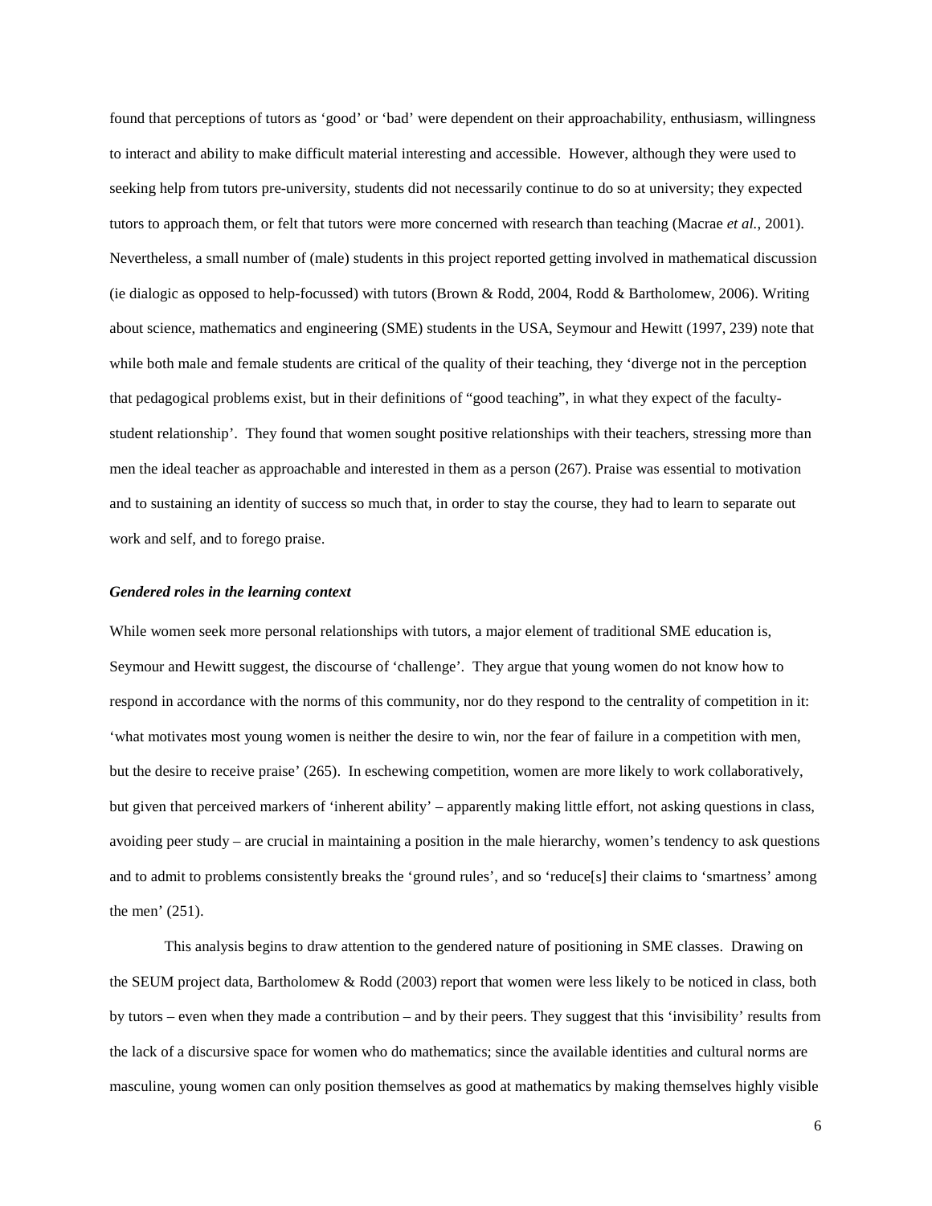found that perceptions of tutors as 'good' or 'bad' were dependent on their approachability, enthusiasm, willingness to interact and ability to make difficult material interesting and accessible. However, although they were used to seeking help from tutors pre-university, students did not necessarily continue to do so at university; they expected tutors to approach them, or felt that tutors were more concerned with research than teaching (Macrae *et al.*, 2001). Nevertheless, a small number of (male) students in this project reported getting involved in mathematical discussion (ie dialogic as opposed to help-focussed) with tutors (Brown & Rodd, 2004, Rodd & Bartholomew, 2006). Writing about science, mathematics and engineering (SME) students in the USA, Seymour and Hewitt (1997, 239) note that while both male and female students are critical of the quality of their teaching, they 'diverge not in the perception that pedagogical problems exist, but in their definitions of "good teaching", in what they expect of the faculty-student relationship'. They found that women sought positive relationships with their teachers, stressing more than men the ideal teacher as approachable and interested in them as a person (267). Praise was essential to motivation and to sustaining an identity of success so much that, in order to stay the course, they had to learn to separate out work and self, and to forego praise.

### *Gendered roles in the learning context*

While women seek more personal relationships with tutors, a major element of traditional SME education is, Seymour and Hewitt suggest, the discourse of 'challenge'. They argue that young women do not know how to respond in accordance with the norms of this community, nor do they respond to the centrality of competition in it: 'what motivates most young women is neither the desire to win, nor the fear of failure in a competition with men, but the desire to receive praise' (265). In eschewing competition, women are more likely to work collaboratively, but given that perceived markers of 'inherent ability' – apparently making little effort, not asking questions in class, avoiding peer study – are crucial in maintaining a position in the male hierarchy, women's tendency to ask questions and to admit to problems consistently breaks the 'ground rules', and so 'reduce[s] their claims to 'smartness' among the men' (251).

This analysis begins to draw attention to the gendered nature of positioning in SME classes. Drawing on the SEUM project data, Bartholomew & Rodd (2003) report that women were less likely to be noticed in class, both by tutors – even when they made a contribution – and by their peers. They suggest that this 'invisibility' results from the lack of a discursive space for women who do mathematics; since the available identities and cultural norms are masculine, young women can only position themselves as good at mathematics by making themselves highly visible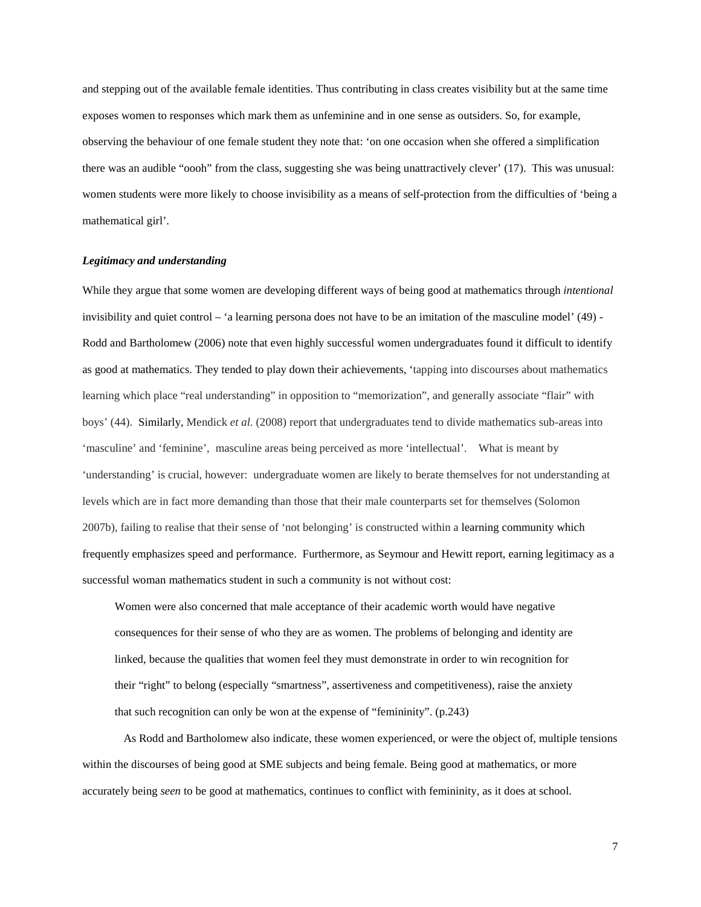and stepping out of the available female identities. Thus contributing in class creates visibility but at the same time exposes women to responses which mark them as unfeminine and in one sense as outsiders. So, for example, observing the behaviour of one female student they note that: 'on one occasion when she offered a simplification there was an audible "oooh" from the class, suggesting she was being unattractively clever' (17). This was unusual: women students were more likely to choose invisibility as a means of self-protection from the difficulties of 'being a mathematical girl'.

### ***Legitimacy and understanding***

While they argue that some women are developing different ways of being good at mathematics through *intentional* invisibility and quiet control – 'a learning persona does not have to be an imitation of the masculine model' (49) - Rodd and Bartholomew (2006) note that even highly successful women undergraduates found it difficult to identify as good at mathematics. They tended to play down their achievements, 'tapping into discourses about mathematics learning which place "real understanding" in opposition to "memorization", and generally associate "flair" with boys' (44). Similarly, Mendick *et al.* (2008) report that undergraduates tend to divide mathematics sub-areas into 'masculine' and 'feminine', masculine areas being perceived as more 'intellectual'. What is meant by 'understanding' is crucial, however: undergraduate women are likely to berate themselves for not understanding at levels which are in fact more demanding than those that their male counterparts set for themselves (Solomon 2007b), failing to realise that their sense of 'not belonging' is constructed within a learning community which frequently emphasizes speed and performance. Furthermore, as Seymour and Hewitt report, earning legitimacy as a successful woman mathematics student in such a community is not without cost:

> Women were also concerned that male acceptance of their academic worth would have negative consequences for their sense of who they are as women. The problems of belonging and identity are linked, because the qualities that women feel they must demonstrate in order to win recognition for their "right" to belong (especially "smartness", assertiveness and competitiveness), raise the anxiety that such recognition can only be won at the expense of "femininity". (p.243)

As Rodd and Bartholomew also indicate, these women experienced, or were the object of, multiple tensions within the discourses of being good at SME subjects and being female. Being good at mathematics, or more accurately being *seen* to be good at mathematics, continues to conflict with femininity, as it does at school.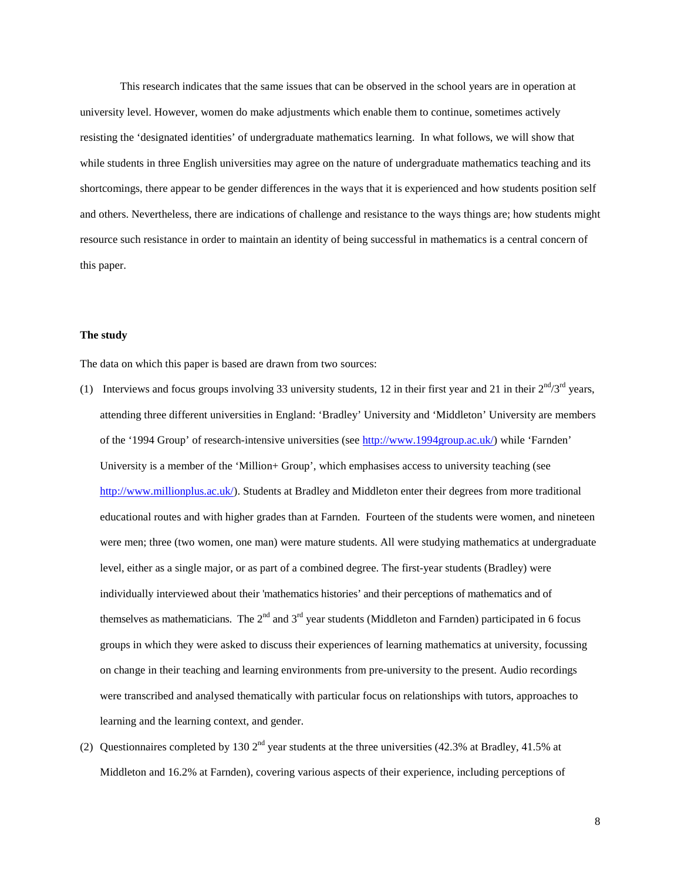This research indicates that the same issues that can be observed in the school years are in operation at university level. However, women do make adjustments which enable them to continue, sometimes actively resisting the 'designated identities' of undergraduate mathematics learning. In what follows, we will show that while students in three English universities may agree on the nature of undergraduate mathematics teaching and its shortcomings, there appear to be gender differences in the ways that it is experienced and how students position self and others. Nevertheless, there are indications of challenge and resistance to the ways things are; how students might resource such resistance in order to maintain an identity of being successful in mathematics is a central concern of this paper.

**The study**

The data on which this paper is based are drawn from two sources:

(1) Interviews and focus groups involving 33 university students, 12 in their first year and 21 in their 2nd/3rd years, attending three different universities in England: 'Bradley' University and 'Middleton' University are members of the '1994 Group' of research-intensive universities (see http://www.1994group.ac.uk/) while 'Farnden' University is a member of the 'Million+ Group', which emphasises access to university teaching (see http://www.millionplus.ac.uk/). Students at Bradley and Middleton enter their degrees from more traditional educational routes and with higher grades than at Farnden. Fourteen of the students were women, and nineteen were men; three (two women, one man) were mature students. All were studying mathematics at undergraduate level, either as a single major, or as part of a combined degree. The first-year students (Bradley) were individually interviewed about their 'mathematics histories' and their perceptions of mathematics and of themselves as mathematicians. The 2nd and 3rd year students (Middleton and Farnden) participated in 6 focus groups in which they were asked to discuss their experiences of learning mathematics at university, focussing on change in their teaching and learning environments from pre-university to the present. Audio recordings were transcribed and analysed thematically with particular focus on relationships with tutors, approaches to learning and the learning context, and gender.

(2) Questionnaires completed by 130 2nd year students at the three universities (42.3% at Bradley, 41.5% at Middleton and 16.2% at Farnden), covering various aspects of their experience, including perceptions of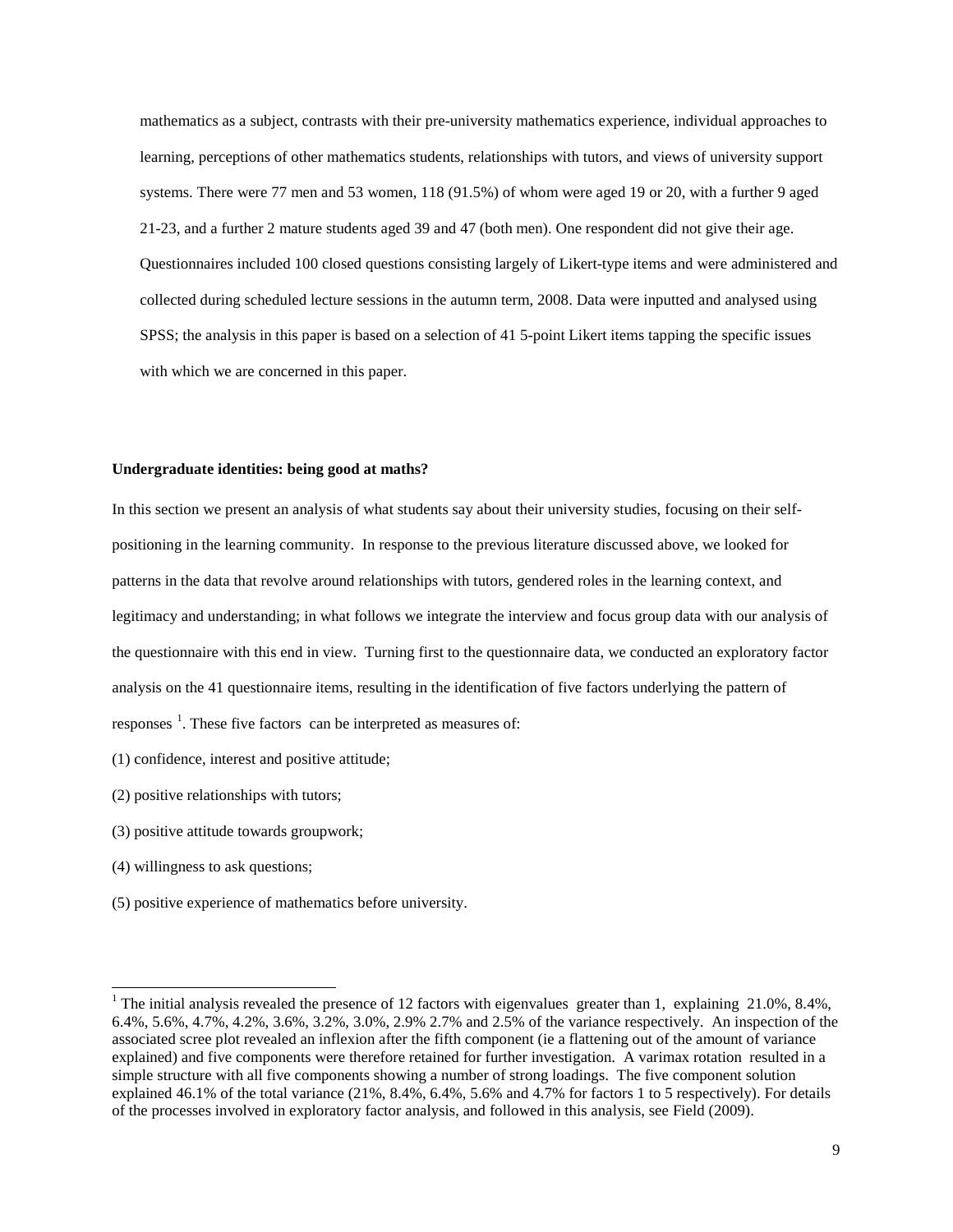mathematics as a subject, contrasts with their pre-university mathematics experience, individual approaches to learning, perceptions of other mathematics students, relationships with tutors, and views of university support systems. There were 77 men and 53 women, 118 (91.5%) of whom were aged 19 or 20, with a further 9 aged 21-23, and a further 2 mature students aged 39 and 47 (both men). One respondent did not give their age. Questionnaires included 100 closed questions consisting largely of Likert-type items and were administered and collected during scheduled lecture sessions in the autumn term, 2008. Data were inputted and analysed using SPSS; the analysis in this paper is based on a selection of 41 5-point Likert items tapping the specific issues with which we are concerned in this paper.

**Undergraduate identities: being good at maths?**

In this section we present an analysis of what students say about their university studies, focusing on their self-positioning in the learning community. In response to the previous literature discussed above, we looked for patterns in the data that revolve around relationships with tutors, gendered roles in the learning context, and legitimacy and understanding; in what follows we integrate the interview and focus group data with our analysis of the questionnaire with this end in view. Turning first to the questionnaire data, we conducted an exploratory factor analysis on the 41 questionnaire items, resulting in the identification of five factors underlying the pattern of responses [1]. These five factors can be interpreted as measures of:

(1) confidence, interest and positive attitude;

(2) positive relationships with tutors;

(3) positive attitude towards groupwork;

(4) willingness to ask questions;

(5) positive experience of mathematics before university.

[1] The initial analysis revealed the presence of 12 factors with eigenvalues greater than 1, explaining 21.0%, 8.4%, 6.4%, 5.6%, 4.7%, 4.2%, 3.6%, 3.2%, 3.0%, 2.9% 2.7% and 2.5% of the variance respectively. An inspection of the associated scree plot revealed an inflexion after the fifth component (ie a flattening out of the amount of variance explained) and five components were therefore retained for further investigation. A varimax rotation resulted in a simple structure with all five components showing a number of strong loadings. The five component solution explained 46.1% of the total variance (21%, 8.4%, 6.4%, 5.6% and 4.7% for factors 1 to 5 respectively). For details of the processes involved in exploratory factor analysis, and followed in this analysis, see Field (2009).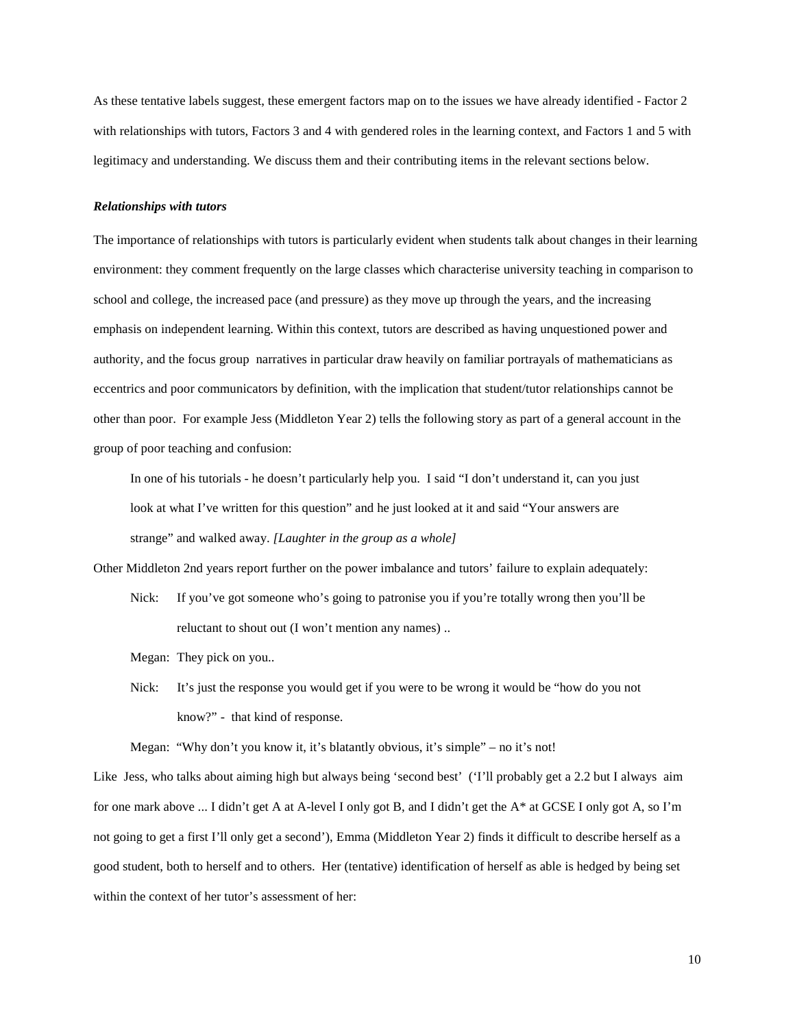As these tentative labels suggest, these emergent factors map on to the issues we have already identified - Factor 2 with relationships with tutors, Factors 3 and 4 with gendered roles in the learning context, and Factors 1 and 5 with legitimacy and understanding. We discuss them and their contributing items in the relevant sections below.

### *Relationships with tutors*

The importance of relationships with tutors is particularly evident when students talk about changes in their learning environment: they comment frequently on the large classes which characterise university teaching in comparison to school and college, the increased pace (and pressure) as they move up through the years, and the increasing emphasis on independent learning. Within this context, tutors are described as having unquestioned power and authority, and the focus group narratives in particular draw heavily on familiar portrayals of mathematicians as eccentrics and poor communicators by definition, with the implication that student/tutor relationships cannot be other than poor. For example Jess (Middleton Year 2) tells the following story as part of a general account in the group of poor teaching and confusion:

> In one of his tutorials - he doesn't particularly help you. I said "I don't understand it, can you just look at what I've written for this question" and he just looked at it and said "Your answers are strange" and walked away. *[Laughter in the group as a whole]*

Other Middleton 2nd years report further on the power imbalance and tutors' failure to explain adequately:

> Nick: If you've got someone who's going to patronise you if you're totally wrong then you'll be reluctant to shout out (I won't mention any names) ..
>
> Megan: They pick on you..
>
> Nick: It's just the response you would get if you were to be wrong it would be "how do you not know?" - that kind of response.
>
> Megan: "Why don't you know it, it's blatantly obvious, it's simple" – no it's not!

Like Jess, who talks about aiming high but always being 'second best' ('I'll probably get a 2.2 but I always aim for one mark above ... I didn't get A at A-level I only got B, and I didn't get the A* at GCSE I only got A, so I'm not going to get a first I'll only get a second'), Emma (Middleton Year 2) finds it difficult to describe herself as a good student, both to herself and to others. Her (tentative) identification of herself as able is hedged by being set within the context of her tutor's assessment of her: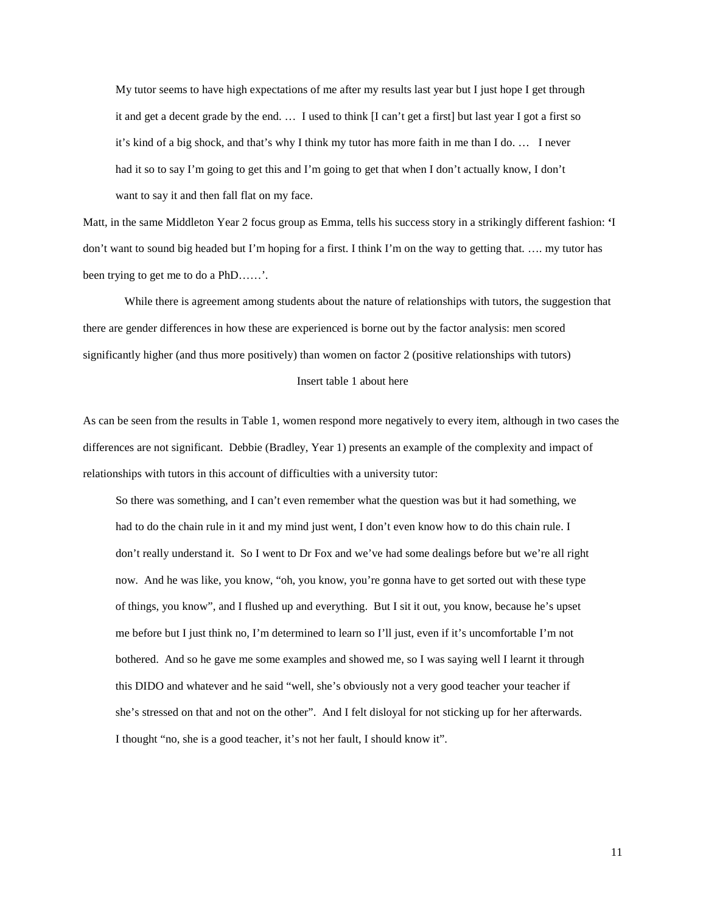> My tutor seems to have high expectations of me after my results last year but I just hope I get through it and get a decent grade by the end. … I used to think [I can't get a first] but last year I got a first so it's kind of a big shock, and that's why I think my tutor has more faith in me than I do. … I never had it so to say I'm going to get this and I'm going to get that when I don't actually know, I don't want to say it and then fall flat on my face.

Matt, in the same Middleton Year 2 focus group as Emma, tells his success story in a strikingly different fashion: 'I don't want to sound big headed but I'm hoping for a first. I think I'm on the way to getting that. …. my tutor has been trying to get me to do a PhD……'.

While there is agreement among students about the nature of relationships with tutors, the suggestion that there are gender differences in how these are experienced is borne out by the factor analysis: men scored significantly higher (and thus more positively) than women on factor 2 (positive relationships with tutors)

Insert table 1 about here

As can be seen from the results in Table 1, women respond more negatively to every item, although in two cases the differences are not significant. Debbie (Bradley, Year 1) presents an example of the complexity and impact of relationships with tutors in this account of difficulties with a university tutor:

> So there was something, and I can't even remember what the question was but it had something, we had to do the chain rule in it and my mind just went, I don't even know how to do this chain rule. I don't really understand it. So I went to Dr Fox and we've had some dealings before but we're all right now. And he was like, you know, "oh, you know, you're gonna have to get sorted out with these type of things, you know", and I flushed up and everything. But I sit it out, you know, because he's upset me before but I just think no, I'm determined to learn so I'll just, even if it's uncomfortable I'm not bothered. And so he gave me some examples and showed me, so I was saying well I learnt it through this DIDO and whatever and he said "well, she's obviously not a very good teacher your teacher if she's stressed on that and not on the other". And I felt disloyal for not sticking up for her afterwards. I thought "no, she is a good teacher, it's not her fault, I should know it".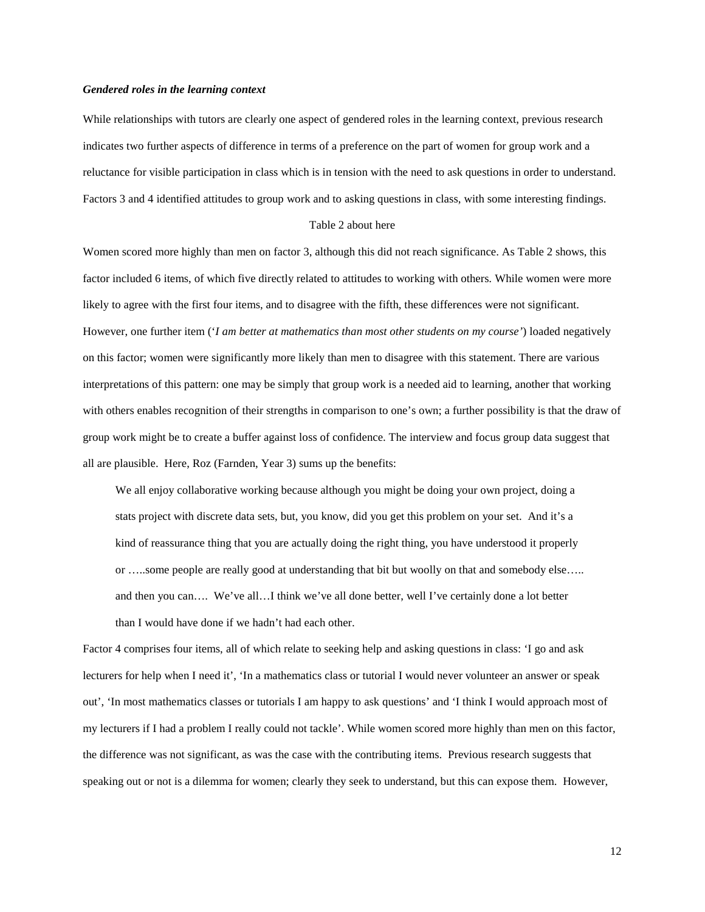***Gendered roles in the learning context***

While relationships with tutors are clearly one aspect of gendered roles in the learning context, previous research indicates two further aspects of difference in terms of a preference on the part of women for group work and a reluctance for visible participation in class which is in tension with the need to ask questions in order to understand. Factors 3 and 4 identified attitudes to group work and to asking questions in class, with some interesting findings.

Table 2 about here

Women scored more highly than men on factor 3, although this did not reach significance. As Table 2 shows, this factor included 6 items, of which five directly related to attitudes to working with others. While women were more likely to agree with the first four items, and to disagree with the fifth, these differences were not significant. However, one further item (‘*I am better at mathematics than most other students on my course’*) loaded negatively on this factor; women were significantly more likely than men to disagree with this statement. There are various interpretations of this pattern: one may be simply that group work is a needed aid to learning, another that working with others enables recognition of their strengths in comparison to one’s own; a further possibility is that the draw of group work might be to create a buffer against loss of confidence. The interview and focus group data suggest that all are plausible. Here, Roz (Farnden, Year 3) sums up the benefits:

> We all enjoy collaborative working because although you might be doing your own project, doing a stats project with discrete data sets, but, you know, did you get this problem on your set. And it’s a kind of reassurance thing that you are actually doing the right thing, you have understood it properly or …..some people are really good at understanding that bit but woolly on that and somebody else….. and then you can…. We’ve all…I think we’ve all done better, well I’ve certainly done a lot better than I would have done if we hadn’t had each other.

Factor 4 comprises four items, all of which relate to seeking help and asking questions in class: ‘I go and ask lecturers for help when I need it’, ‘In a mathematics class or tutorial I would never volunteer an answer or speak out’, ‘In most mathematics classes or tutorials I am happy to ask questions’ and ‘I think I would approach most of my lecturers if I had a problem I really could not tackle’. While women scored more highly than men on this factor, the difference was not significant, as was the case with the contributing items. Previous research suggests that speaking out or not is a dilemma for women; clearly they seek to understand, but this can expose them. However,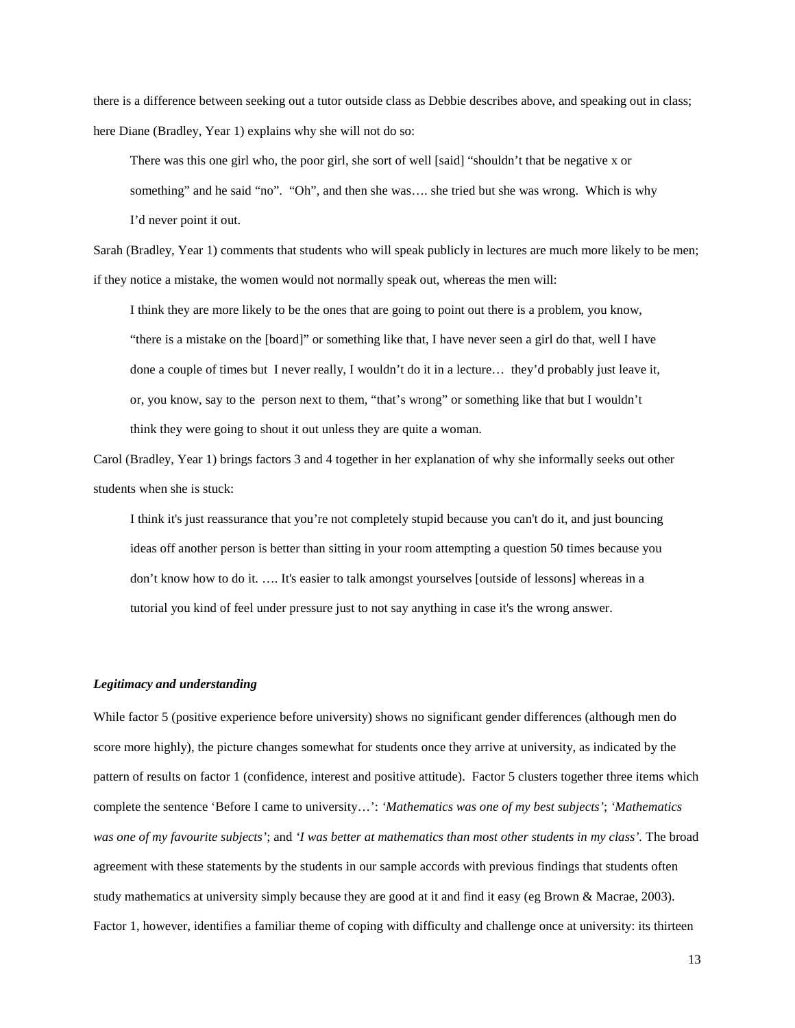there is a difference between seeking out a tutor outside class as Debbie describes above, and speaking out in class; here Diane (Bradley, Year 1) explains why she will not do so:

> There was this one girl who, the poor girl, she sort of well [said] “shouldn’t that be negative x or something” and he said “no”. “Oh”, and then she was…. she tried but she was wrong. Which is why I’d never point it out.

Sarah (Bradley, Year 1) comments that students who will speak publicly in lectures are much more likely to be men; if they notice a mistake, the women would not normally speak out, whereas the men will:

> I think they are more likely to be the ones that are going to point out there is a problem, you know, “there is a mistake on the [board]” or something like that, I have never seen a girl do that, well I have done a couple of times but I never really, I wouldn’t do it in a lecture… they’d probably just leave it, or, you know, say to the person next to them, “that’s wrong” or something like that but I wouldn’t think they were going to shout it out unless they are quite a woman.

Carol (Bradley, Year 1) brings factors 3 and 4 together in her explanation of why she informally seeks out other students when she is stuck:

> I think it's just reassurance that you’re not completely stupid because you can't do it, and just bouncing ideas off another person is better than sitting in your room attempting a question 50 times because you don’t know how to do it. …. It's easier to talk amongst yourselves [outside of lessons] whereas in a tutorial you kind of feel under pressure just to not say anything in case it's the wrong answer.

### *Legitimacy and understanding*

While factor 5 (positive experience before university) shows no significant gender differences (although men do score more highly), the picture changes somewhat for students once they arrive at university, as indicated by the pattern of results on factor 1 (confidence, interest and positive attitude). Factor 5 clusters together three items which complete the sentence ‘Before I came to university…’: *‘Mathematics was one of my best subjects’*; *‘Mathematics was one of my favourite subjects’*; and *‘I was better at mathematics than most other students in my class’.* The broad agreement with these statements by the students in our sample accords with previous findings that students often study mathematics at university simply because they are good at it and find it easy (eg Brown & Macrae, 2003). Factor 1, however, identifies a familiar theme of coping with difficulty and challenge once at university: its thirteen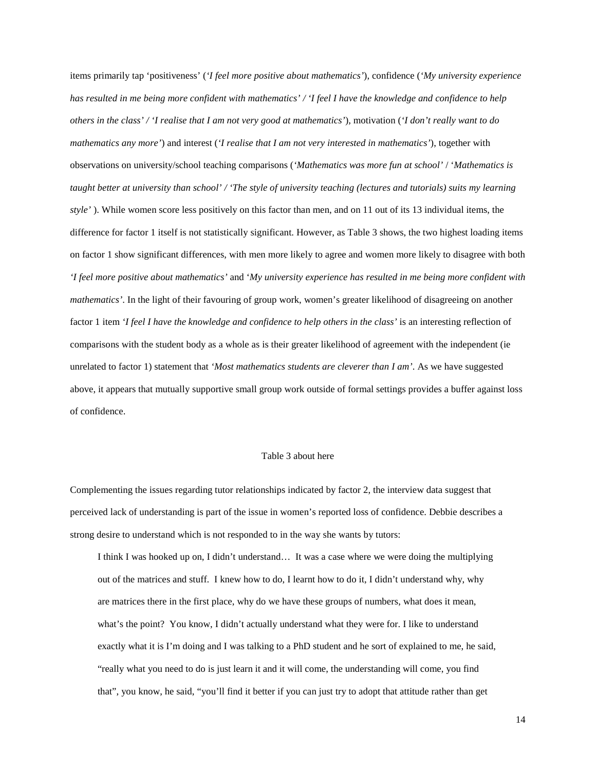items primarily tap 'positiveness' (*'I feel more positive about mathematics'*), confidence (*'My university experience has resulted in me being more confident with mathematics' / 'I feel I have the knowledge and confidence to help others in the class' / 'I realise that I am not very good at mathematics'*), motivation (*'I don't really want to do mathematics any more'*) and interest (*'I realise that I am not very interested in mathematics'*), together with observations on university/school teaching comparisons (*'Mathematics was more fun at school'* / *'Mathematics is taught better at university than school' / 'The style of university teaching (lectures and tutorials) suits my learning style'* ). While women score less positively on this factor than men, and on 11 out of its 13 individual items, the difference for factor 1 itself is not statistically significant. However, as Table 3 shows, the two highest loading items on factor 1 show significant differences, with men more likely to agree and women more likely to disagree with both *'I feel more positive about mathematics'* and *'My university experience has resulted in me being more confident with mathematics'*. In the light of their favouring of group work, women's greater likelihood of disagreeing on another factor 1 item *'I feel I have the knowledge and confidence to help others in the class'* is an interesting reflection of comparisons with the student body as a whole as is their greater likelihood of agreement with the independent (ie unrelated to factor 1) statement that *'Most mathematics students are cleverer than I am'*. As we have suggested above, it appears that mutually supportive small group work outside of formal settings provides a buffer against loss of confidence.

Table 3 about here

Complementing the issues regarding tutor relationships indicated by factor 2, the interview data suggest that perceived lack of understanding is part of the issue in women's reported loss of confidence. Debbie describes a strong desire to understand which is not responded to in the way she wants by tutors:

> I think I was hooked up on, I didn't understand… It was a case where we were doing the multiplying out of the matrices and stuff. I knew how to do, I learnt how to do it, I didn't understand why, why are matrices there in the first place, why do we have these groups of numbers, what does it mean, what's the point? You know, I didn't actually understand what they were for. I like to understand exactly what it is I'm doing and I was talking to a PhD student and he sort of explained to me, he said, "really what you need to do is just learn it and it will come, the understanding will come, you find that", you know, he said, "you'll find it better if you can just try to adopt that attitude rather than get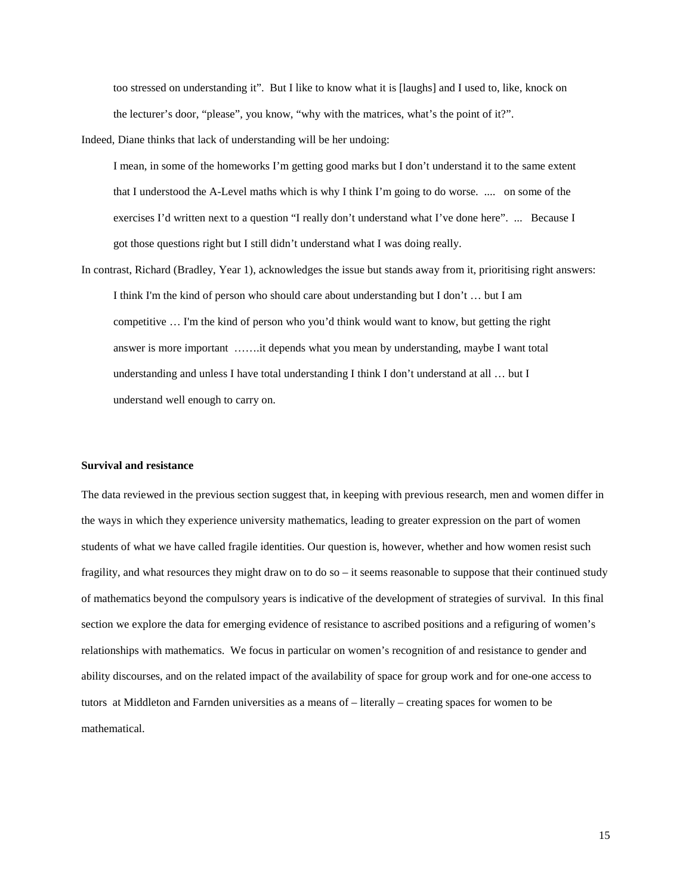> too stressed on understanding it". But I like to know what it is [laughs] and I used to, like, knock on the lecturer's door, "please", you know, "why with the matrices, what's the point of it?".

Indeed, Diane thinks that lack of understanding will be her undoing:

> I mean, in some of the homeworks I'm getting good marks but I don't understand it to the same extent that I understood the A-Level maths which is why I think I'm going to do worse. .... on some of the exercises I'd written next to a question "I really don't understand what I've done here". ... Because I got those questions right but I still didn't understand what I was doing really.

In contrast, Richard (Bradley, Year 1), acknowledges the issue but stands away from it, prioritising right answers:

> I think I'm the kind of person who should care about understanding but I don't … but I am competitive … I'm the kind of person who you'd think would want to know, but getting the right answer is more important …….it depends what you mean by understanding, maybe I want total understanding and unless I have total understanding I think I don't understand at all … but I understand well enough to carry on.

**Survival and resistance**

The data reviewed in the previous section suggest that, in keeping with previous research, men and women differ in the ways in which they experience university mathematics, leading to greater expression on the part of women students of what we have called fragile identities. Our question is, however, whether and how women resist such fragility, and what resources they might draw on to do so – it seems reasonable to suppose that their continued study of mathematics beyond the compulsory years is indicative of the development of strategies of survival. In this final section we explore the data for emerging evidence of resistance to ascribed positions and a refiguring of women's relationships with mathematics. We focus in particular on women's recognition of and resistance to gender and ability discourses, and on the related impact of the availability of space for group work and for one-one access to tutors at Middleton and Farnden universities as a means of – literally – creating spaces for women to be mathematical.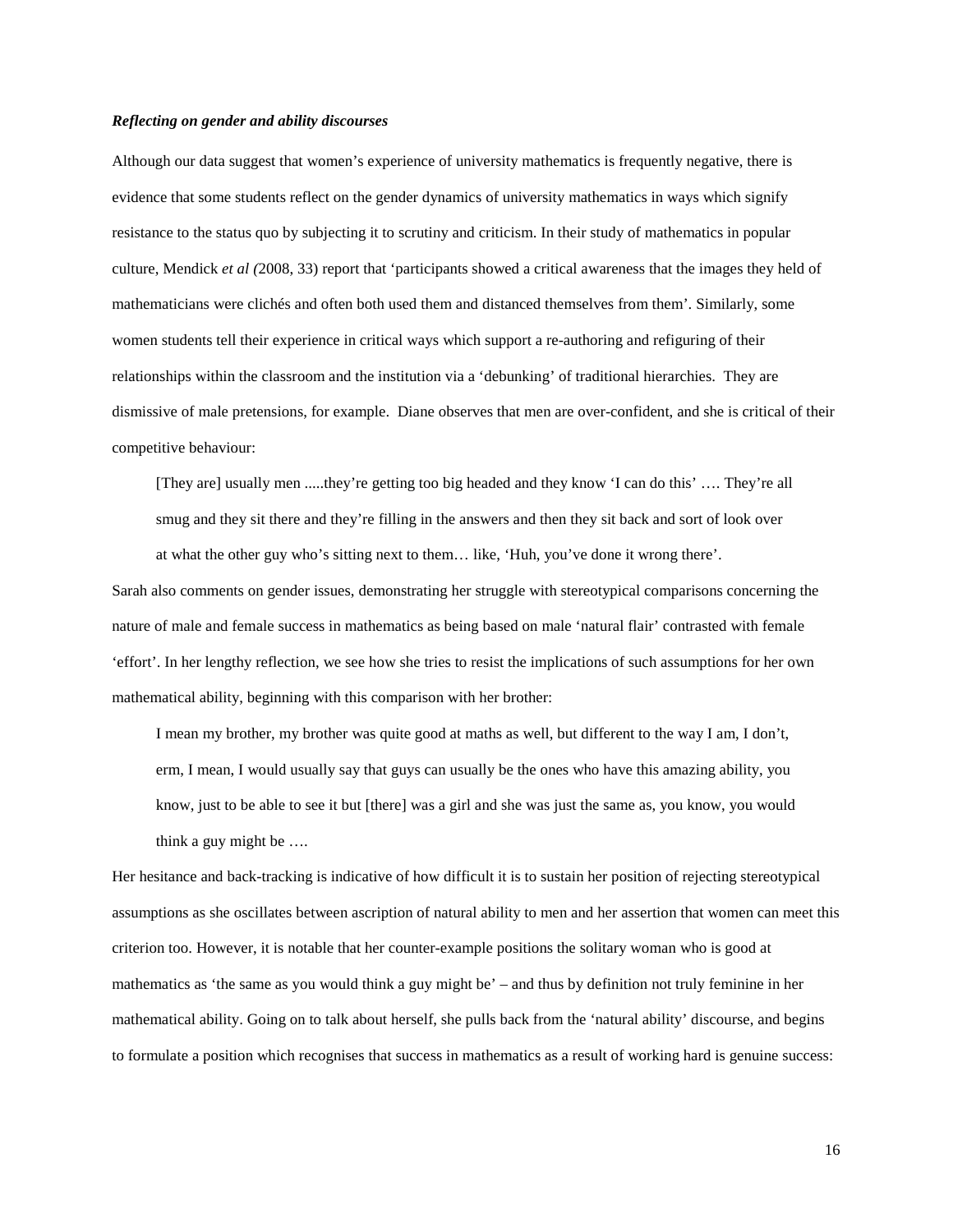### *Reflecting on gender and ability discourses*

Although our data suggest that women's experience of university mathematics is frequently negative, there is evidence that some students reflect on the gender dynamics of university mathematics in ways which signify resistance to the status quo by subjecting it to scrutiny and criticism. In their study of mathematics in popular culture, Mendick *et al (*2008, 33) report that 'participants showed a critical awareness that the images they held of mathematicians were clichés and often both used them and distanced themselves from them'. Similarly, some women students tell their experience in critical ways which support a re-authoring and refiguring of their relationships within the classroom and the institution via a 'debunking' of traditional hierarchies. They are dismissive of male pretensions, for example. Diane observes that men are over-confident, and she is critical of their competitive behaviour:

> [They are] usually men .....they're getting too big headed and they know 'I can do this' …. They're all smug and they sit there and they're filling in the answers and then they sit back and sort of look over at what the other guy who's sitting next to them… like, 'Huh, you've done it wrong there'.

Sarah also comments on gender issues, demonstrating her struggle with stereotypical comparisons concerning the nature of male and female success in mathematics as being based on male 'natural flair' contrasted with female 'effort'. In her lengthy reflection, we see how she tries to resist the implications of such assumptions for her own mathematical ability, beginning with this comparison with her brother:

> I mean my brother, my brother was quite good at maths as well, but different to the way I am, I don't, erm, I mean, I would usually say that guys can usually be the ones who have this amazing ability, you know, just to be able to see it but [there] was a girl and she was just the same as, you know, you would think a guy might be ….

Her hesitance and back-tracking is indicative of how difficult it is to sustain her position of rejecting stereotypical assumptions as she oscillates between ascription of natural ability to men and her assertion that women can meet this criterion too. However, it is notable that her counter-example positions the solitary woman who is good at mathematics as 'the same as you would think a guy might be' – and thus by definition not truly feminine in her mathematical ability. Going on to talk about herself, she pulls back from the 'natural ability' discourse, and begins to formulate a position which recognises that success in mathematics as a result of working hard is genuine success: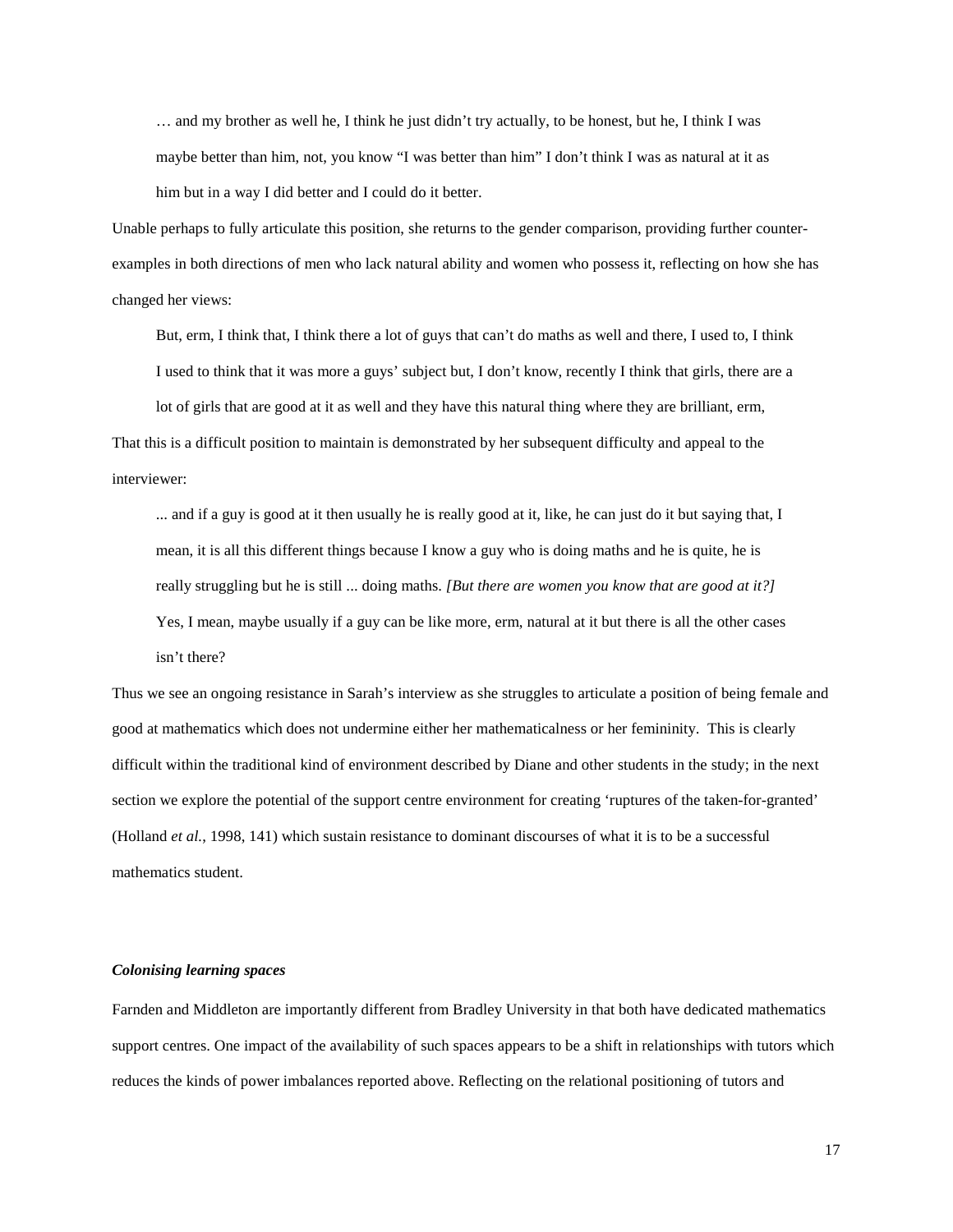> … and my brother as well he, I think he just didn't try actually, to be honest, but he, I think I was maybe better than him, not, you know "I was better than him" I don't think I was as natural at it as him but in a way I did better and I could do it better.

Unable perhaps to fully articulate this position, she returns to the gender comparison, providing further counter-examples in both directions of men who lack natural ability and women who possess it, reflecting on how she has changed her views:

> But, erm, I think that, I think there a lot of guys that can't do maths as well and there, I used to, I think I used to think that it was more a guys' subject but, I don't know, recently I think that girls, there are a lot of girls that are good at it as well and they have this natural thing where they are brilliant, erm,

That this is a difficult position to maintain is demonstrated by her subsequent difficulty and appeal to the interviewer:

> ... and if a guy is good at it then usually he is really good at it, like, he can just do it but saying that, I mean, it is all this different things because I know a guy who is doing maths and he is quite, he is really struggling but he is still ... doing maths. *[But there are women you know that are good at it?]* Yes, I mean, maybe usually if a guy can be like more, erm, natural at it but there is all the other cases isn't there?

Thus we see an ongoing resistance in Sarah's interview as she struggles to articulate a position of being female and good at mathematics which does not undermine either her mathematicalness or her femininity. This is clearly difficult within the traditional kind of environment described by Diane and other students in the study; in the next section we explore the potential of the support centre environment for creating 'ruptures of the taken-for-granted' (Holland *et al.*, 1998, 141) which sustain resistance to dominant discourses of what it is to be a successful mathematics student.

### *Colonising learning spaces*

Farnden and Middleton are importantly different from Bradley University in that both have dedicated mathematics support centres. One impact of the availability of such spaces appears to be a shift in relationships with tutors which reduces the kinds of power imbalances reported above. Reflecting on the relational positioning of tutors and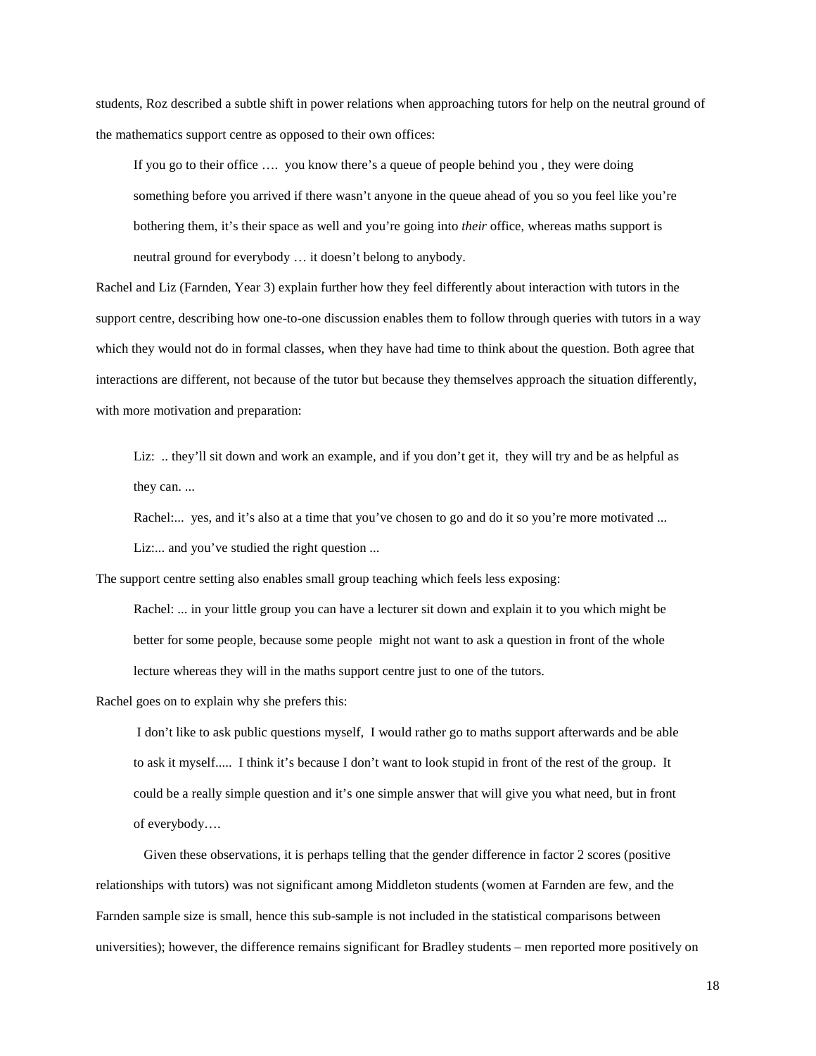students, Roz described a subtle shift in power relations when approaching tutors for help on the neutral ground of the mathematics support centre as opposed to their own offices:

> If you go to their office …. you know there's a queue of people behind you , they were doing something before you arrived if there wasn't anyone in the queue ahead of you so you feel like you're bothering them, it's their space as well and you're going into *their* office, whereas maths support is neutral ground for everybody … it doesn't belong to anybody.

Rachel and Liz (Farnden, Year 3) explain further how they feel differently about interaction with tutors in the support centre, describing how one-to-one discussion enables them to follow through queries with tutors in a way which they would not do in formal classes, when they have had time to think about the question. Both agree that interactions are different, not because of the tutor but because they themselves approach the situation differently, with more motivation and preparation:

> Liz: .. they'll sit down and work an example, and if you don't get it, they will try and be as helpful as they can. ...
>
> Rachel:... yes, and it's also at a time that you've chosen to go and do it so you're more motivated ...
>
> Liz:... and you've studied the right question ...

The support centre setting also enables small group teaching which feels less exposing:

> Rachel: ... in your little group you can have a lecturer sit down and explain it to you which might be better for some people, because some people might not want to ask a question in front of the whole lecture whereas they will in the maths support centre just to one of the tutors.

Rachel goes on to explain why she prefers this:

> I don't like to ask public questions myself, I would rather go to maths support afterwards and be able to ask it myself..... I think it's because I don't want to look stupid in front of the rest of the group. It could be a really simple question and it's one simple answer that will give you what need, but in front of everybody….

Given these observations, it is perhaps telling that the gender difference in factor 2 scores (positive relationships with tutors) was not significant among Middleton students (women at Farnden are few, and the Farnden sample size is small, hence this sub-sample is not included in the statistical comparisons between universities); however, the difference remains significant for Bradley students – men reported more positively on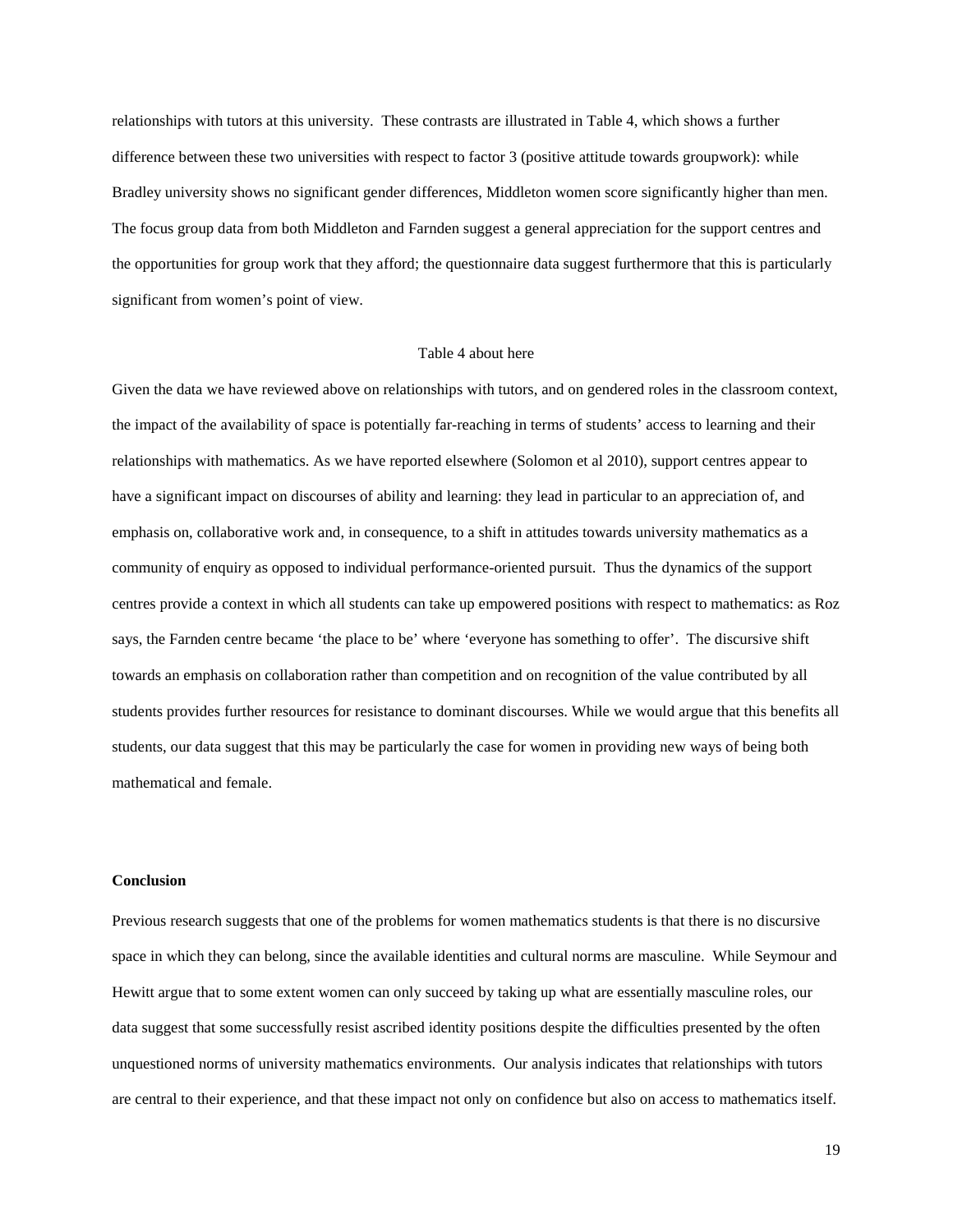relationships with tutors at this university. These contrasts are illustrated in Table 4, which shows a further difference between these two universities with respect to factor 3 (positive attitude towards groupwork): while Bradley university shows no significant gender differences, Middleton women score significantly higher than men. The focus group data from both Middleton and Farnden suggest a general appreciation for the support centres and the opportunities for group work that they afford; the questionnaire data suggest furthermore that this is particularly significant from women's point of view.

Table 4 about here

Given the data we have reviewed above on relationships with tutors, and on gendered roles in the classroom context, the impact of the availability of space is potentially far-reaching in terms of students' access to learning and their relationships with mathematics. As we have reported elsewhere (Solomon et al 2010), support centres appear to have a significant impact on discourses of ability and learning: they lead in particular to an appreciation of, and emphasis on, collaborative work and, in consequence, to a shift in attitudes towards university mathematics as a community of enquiry as opposed to individual performance-oriented pursuit. Thus the dynamics of the support centres provide a context in which all students can take up empowered positions with respect to mathematics: as Roz says, the Farnden centre became 'the place to be' where 'everyone has something to offer'. The discursive shift towards an emphasis on collaboration rather than competition and on recognition of the value contributed by all students provides further resources for resistance to dominant discourses. While we would argue that this benefits all students, our data suggest that this may be particularly the case for women in providing new ways of being both mathematical and female.

**Conclusion**

Previous research suggests that one of the problems for women mathematics students is that there is no discursive space in which they can belong, since the available identities and cultural norms are masculine. While Seymour and Hewitt argue that to some extent women can only succeed by taking up what are essentially masculine roles, our data suggest that some successfully resist ascribed identity positions despite the difficulties presented by the often unquestioned norms of university mathematics environments. Our analysis indicates that relationships with tutors are central to their experience, and that these impact not only on confidence but also on access to mathematics itself.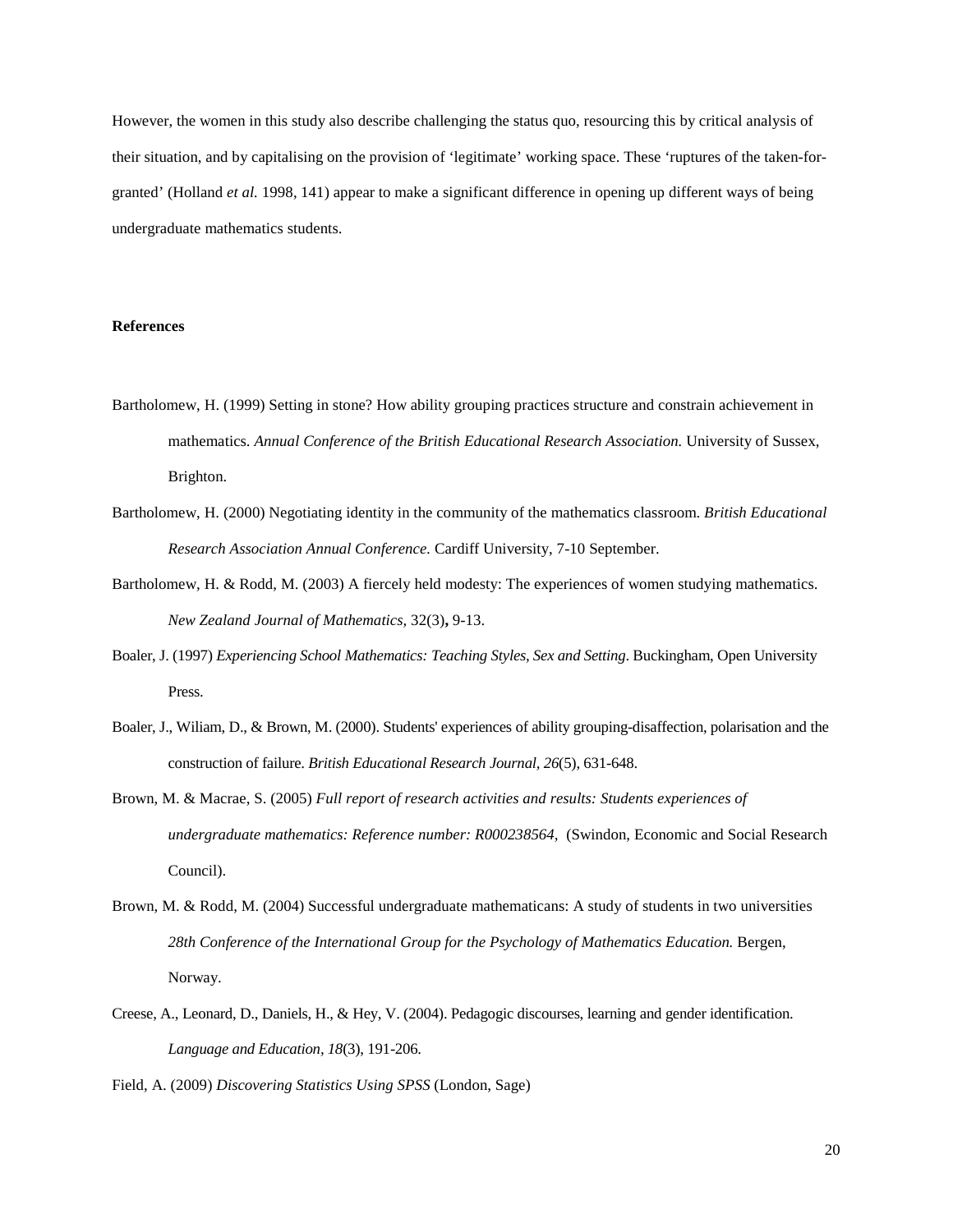However, the women in this study also describe challenging the status quo, resourcing this by critical analysis of their situation, and by capitalising on the provision of 'legitimate' working space. These 'ruptures of the taken-for-granted' (Holland *et al.* 1998, 141) appear to make a significant difference in opening up different ways of being undergraduate mathematics students.

**References**

Bartholomew, H. (1999) Setting in stone? How ability grouping practices structure and constrain achievement in mathematics. *Annual Conference of the British Educational Research Association.* University of Sussex, Brighton.

Bartholomew, H. (2000) Negotiating identity in the community of the mathematics classroom. *British Educational Research Association Annual Conference.* Cardiff University, 7-10 September.

Bartholomew, H. & Rodd, M. (2003) A fiercely held modesty: The experiences of women studying mathematics. *New Zealand Journal of Mathematics,* 32(3)**,** 9-13.

Boaler, J. (1997) *Experiencing School Mathematics: Teaching Styles, Sex and Setting*. Buckingham, Open University Press.

Boaler, J., Wiliam, D., & Brown, M. (2000). Students' experiences of ability grouping-disaffection, polarisation and the construction of failure. *British Educational Research Journal, 26*(5), 631-648.

Brown, M. & Macrae, S. (2005) *Full report of research activities and results: Students experiences of undergraduate mathematics: Reference number: R000238564,* (Swindon, Economic and Social Research Council).

Brown, M. & Rodd, M. (2004) Successful undergraduate mathematicans: A study of students in two universities *28th Conference of the International Group for the Psychology of Mathematics Education.* Bergen, Norway.

Creese, A., Leonard, D., Daniels, H., & Hey, V. (2004). Pedagogic discourses, learning and gender identification. *Language and Education, 18*(3), 191-206.

Field, A. (2009) *Discovering Statistics Using SPSS* (London, Sage)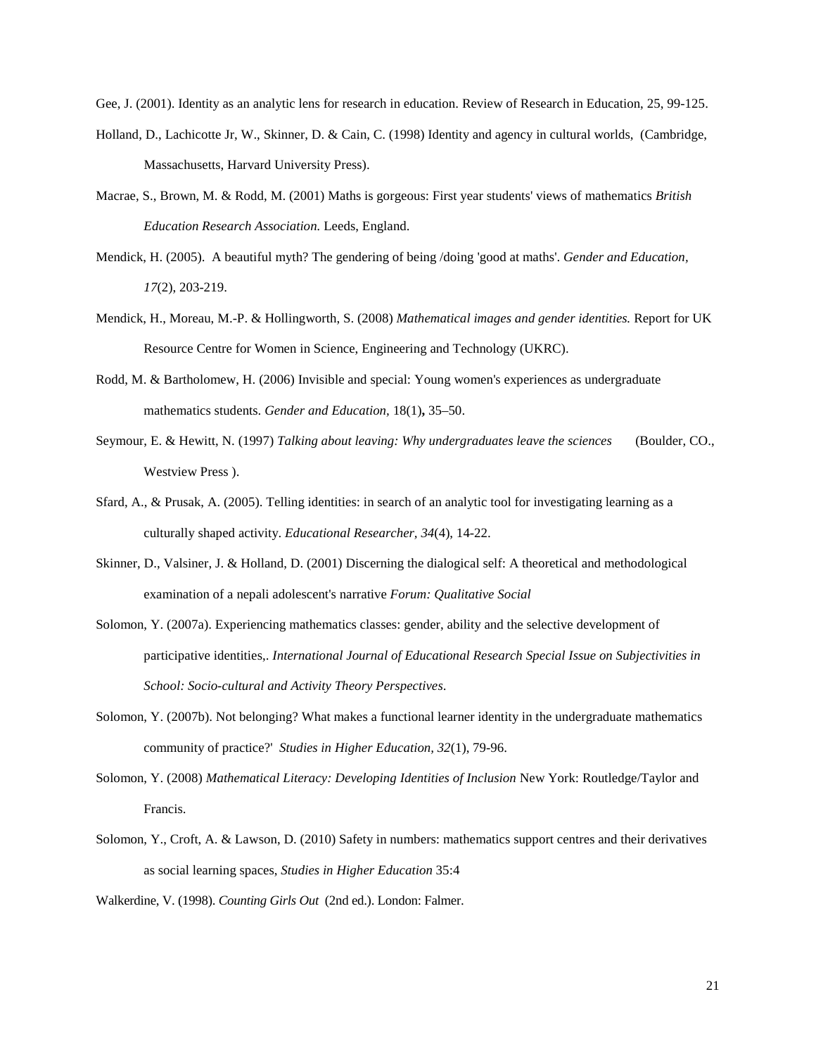Gee, J. (2001). Identity as an analytic lens for research in education. Review of Research in Education, 25, 99-125.

Holland, D., Lachicotte Jr, W., Skinner, D. & Cain, C. (1998) Identity and agency in cultural worlds, (Cambridge, Massachusetts, Harvard University Press).

Macrae, S., Brown, M. & Rodd, M. (2001) Maths is gorgeous: First year students' views of mathematics *British Education Research Association.* Leeds, England.

Mendick, H. (2005). A beautiful myth? The gendering of being /doing 'good at maths'. *Gender and Education, 17*(2), 203-219.

Mendick, H., Moreau, M.-P. & Hollingworth, S. (2008) *Mathematical images and gender identities.* Report for UK Resource Centre for Women in Science, Engineering and Technology (UKRC).

Rodd, M. & Bartholomew, H. (2006) Invisible and special: Young women's experiences as undergraduate mathematics students. *Gender and Education,* 18(1)**,** 35–50.

Seymour, E. & Hewitt, N. (1997) *Talking about leaving: Why undergraduates leave the sciences* (Boulder, CO., Westview Press ).

Sfard, A., & Prusak, A. (2005). Telling identities: in search of an analytic tool for investigating learning as a culturally shaped activity. *Educational Researcher, 34*(4), 14-22.

Skinner, D., Valsiner, J. & Holland, D. (2001) Discerning the dialogical self: A theoretical and methodological examination of a nepali adolescent's narrative *Forum: Qualitative Social*

Solomon, Y. (2007a). Experiencing mathematics classes: gender, ability and the selective development of participative identities,. *International Journal of Educational Research Special Issue on Subjectivities in School: Socio-cultural and Activity Theory Perspectives*.

Solomon, Y. (2007b). Not belonging? What makes a functional learner identity in the undergraduate mathematics community of practice?' *Studies in Higher Education, 32*(1), 79-96.

Solomon, Y. (2008) *Mathematical Literacy: Developing Identities of Inclusion* New York: Routledge/Taylor and Francis.

Solomon, Y., Croft, A. & Lawson, D. (2010) Safety in numbers: mathematics support centres and their derivatives as social learning spaces, *Studies in Higher Education* 35:4

Walkerdine, V. (1998). *Counting Girls Out* (2nd ed.). London: Falmer.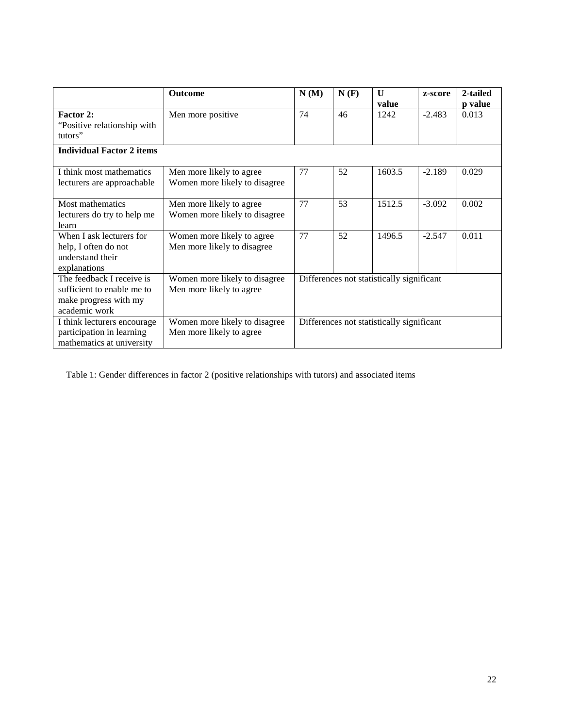| | Outcome | N (M) | N (F) | U value | z-score | 2-tailed p value |
|---|---|---|---|---|---|---|
| **Factor 2:** "Positive relationship with tutors" | Men more positive | 74 | 46 | 1242 | -2.483 | 0.013 |
| **Individual Factor 2 items** | | | | | | |
| I think most mathematics lecturers are approachable | Men more likely to agree<br>Women more likely to disagree | 77 | 52 | 1603.5 | -2.189 | 0.029 |
| Most mathematics lecturers do try to help me learn | Men more likely to agree<br>Women more likely to disagree | 77 | 53 | 1512.5 | -3.092 | 0.002 |
| When I ask lecturers for help, I often do not understand their explanations | Women more likely to agree<br>Men more likely to disagree | 77 | 52 | 1496.5 | -2.547 | 0.011 |
| The feedback I receive is sufficient to enable me to make progress with my academic work | Women more likely to disagree<br>Men more likely to agree | Differences not statistically significant | | | | |
| I think lecturers encourage participation in learning mathematics at university | Women more likely to disagree<br>Men more likely to agree | Differences not statistically significant | | | | |

Table 1: Gender differences in factor 2 (positive relationships with tutors) and associated items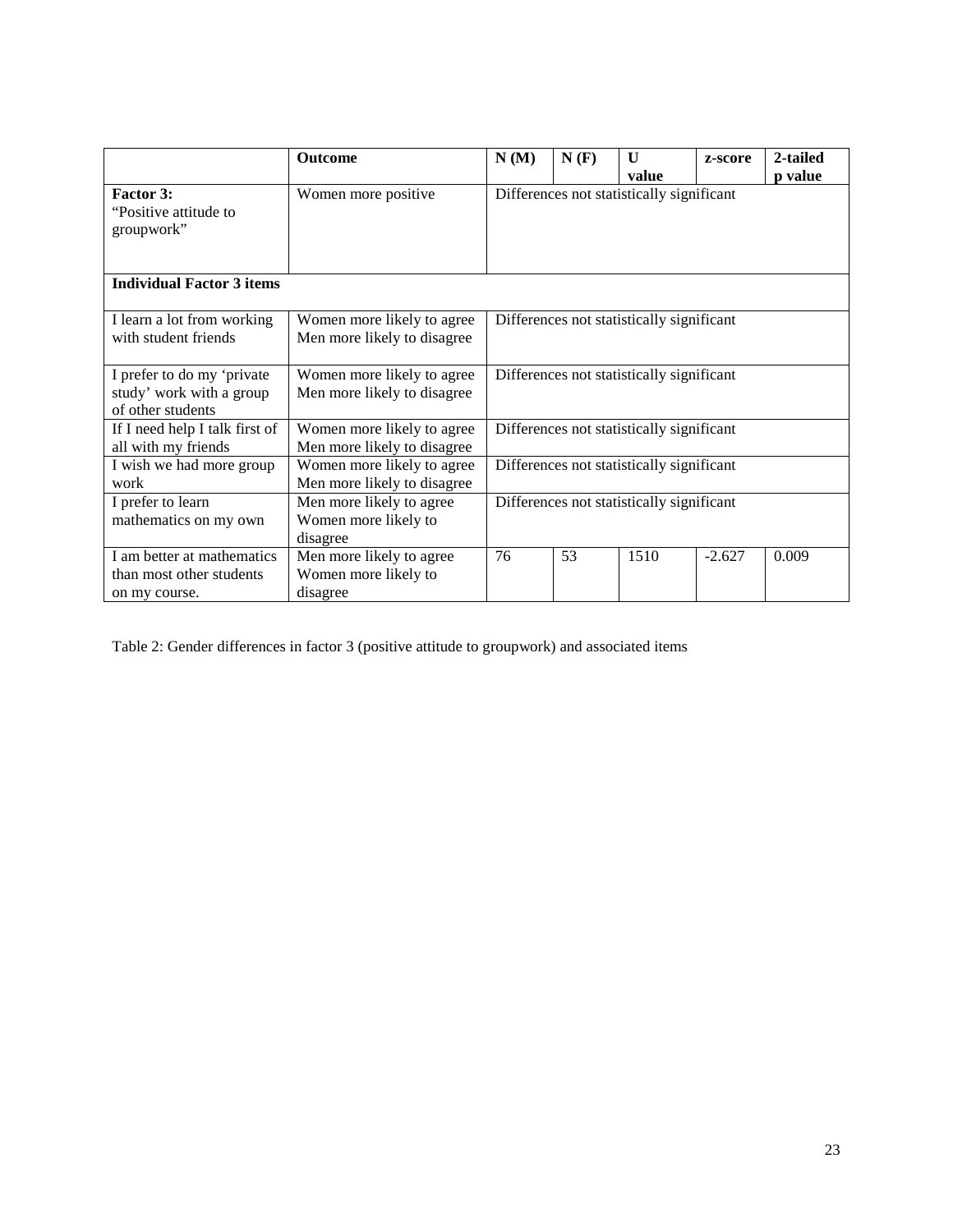| | Outcome | N (M) | N (F) | U value | z-score | 2-tailed p value |
|---|---|---|---|---|---|---|
| **Factor 3:** "Positive attitude to groupwork" | Women more positive | Differences not statistically significant | | | | |
| **Individual Factor 3 items** | | | | | | |
| I learn a lot from working with student friends | Women more likely to agree Men more likely to disagree | Differences not statistically significant | | | | |
| I prefer to do my 'private study' work with a group of other students | Women more likely to agree Men more likely to disagree | Differences not statistically significant | | | | |
| If I need help I talk first of all with my friends | Women more likely to agree Men more likely to disagree | Differences not statistically significant | | | | |
| I wish we had more group work | Women more likely to agree Men more likely to disagree | Differences not statistically significant | | | | |
| I prefer to learn mathematics on my own | Men more likely to agree Women more likely to disagree | Differences not statistically significant | | | | |
| I am better at mathematics than most other students on my course. | Men more likely to agree Women more likely to disagree | 76 | 53 | 1510 | -2.627 | 0.009 |

Table 2: Gender differences in factor 3 (positive attitude to groupwork) and associated items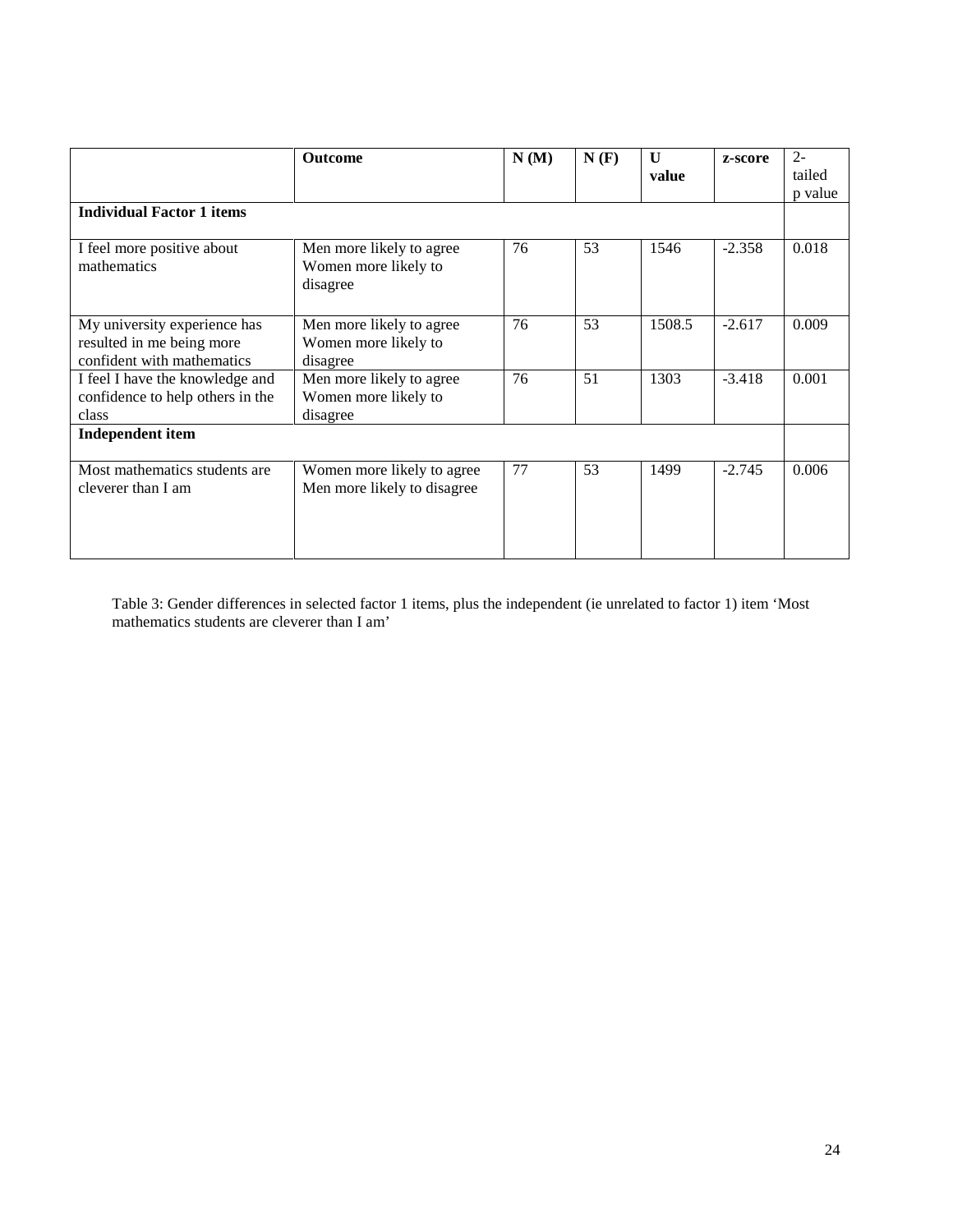| | Outcome | N (M) | N (F) | U value | z-score | 2-tailed p value |
|---|---|---|---|---|---|---|
| **Individual Factor 1 items** | | | | | | |
| I feel more positive about mathematics | Men more likely to agree Women more likely to disagree | 76 | 53 | 1546 | -2.358 | 0.018 |
| My university experience has resulted in me being more confident with mathematics | Men more likely to agree Women more likely to disagree | 76 | 53 | 1508.5 | -2.617 | 0.009 |
| I feel I have the knowledge and confidence to help others in the class | Men more likely to agree Women more likely to disagree | 76 | 51 | 1303 | -3.418 | 0.001 |
| **Independent item** | | | | | | |
| Most mathematics students are cleverer than I am | Women more likely to agree Men more likely to disagree | 77 | 53 | 1499 | -2.745 | 0.006 |

Table 3: Gender differences in selected factor 1 items, plus the independent (ie unrelated to factor 1) item 'Most mathematics students are cleverer than I am'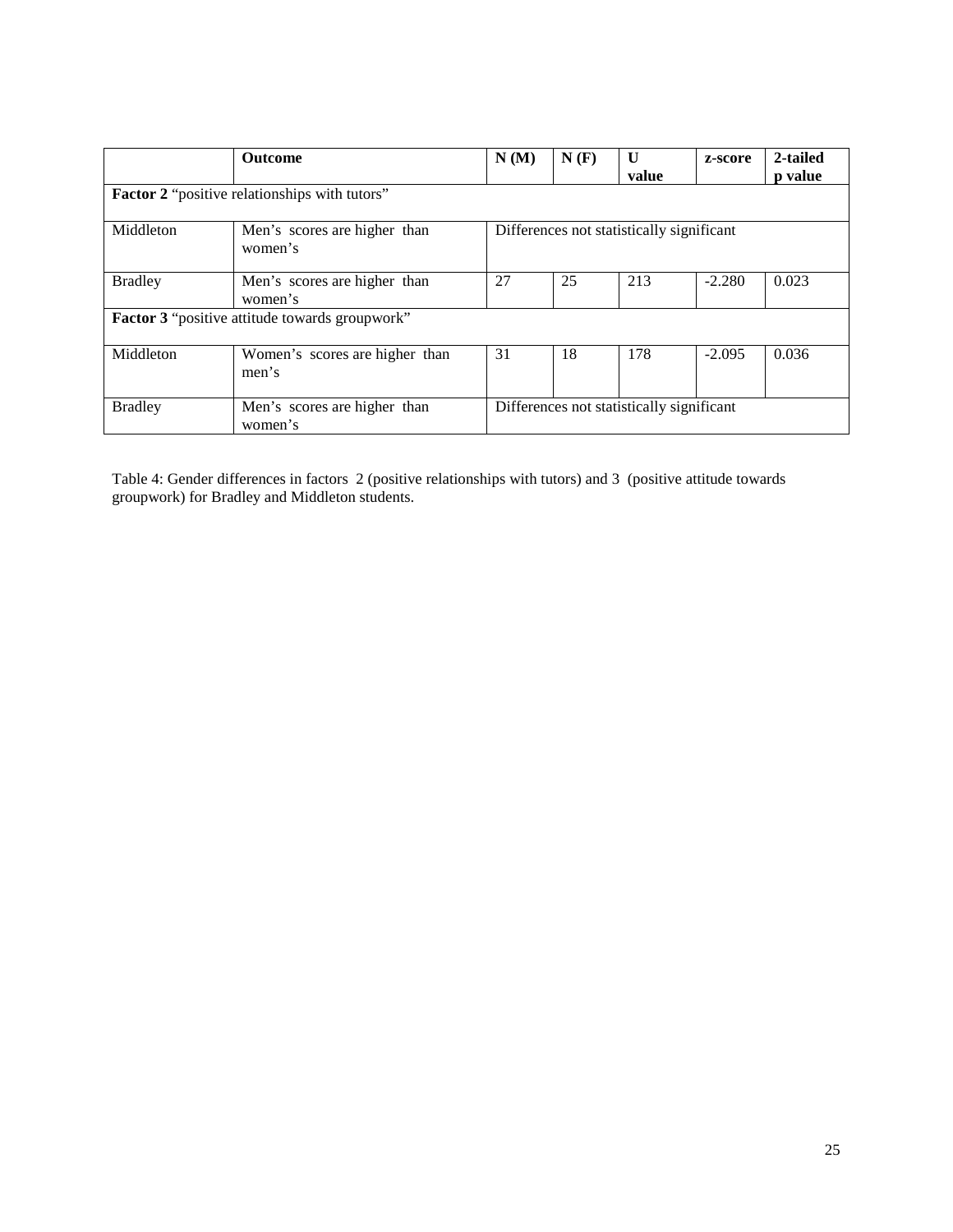| | Outcome | N (M) | N (F) | U value | z-score | 2-tailed p value |
|---|---|---|---|---|---|---|
| **Factor 2** "positive relationships with tutors" | | | | | | |
| Middleton | Men's scores are higher than women's | Differences not statistically significant | | | | |
| Bradley | Men's scores are higher than women's | 27 | 25 | 213 | -2.280 | 0.023 |
| **Factor 3** "positive attitude towards groupwork" | | | | | | |
| Middleton | Women's scores are higher than men's | 31 | 18 | 178 | -2.095 | 0.036 |
| Bradley | Men's scores are higher than women's | Differences not statistically significant | | | | |

Table 4: Gender differences in factors 2 (positive relationships with tutors) and 3 (positive attitude towards groupwork) for Bradley and Middleton students.